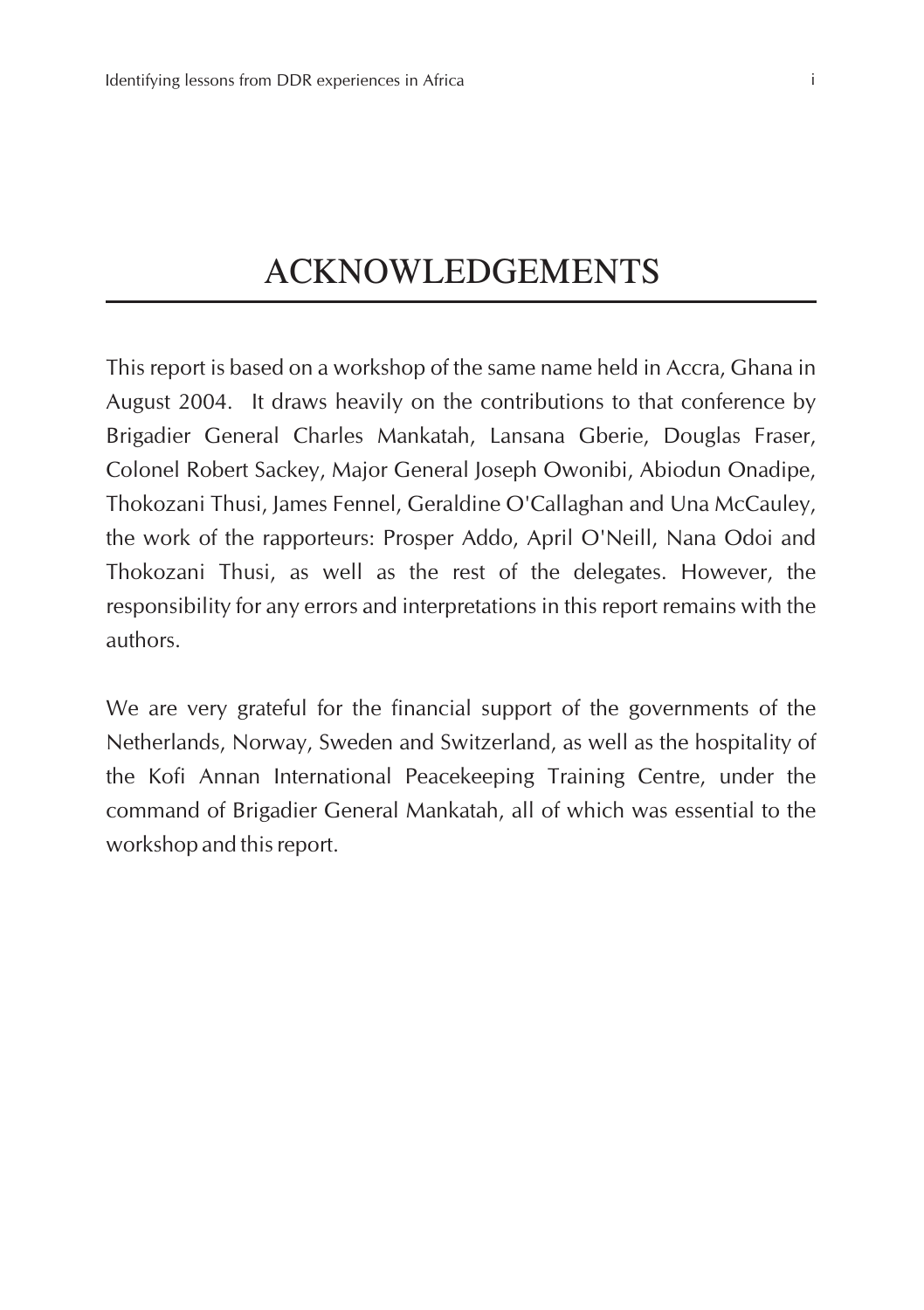# ACKNOWLEDGEMENTS

This report is based on a workshop of the same name held in Accra, Ghana in August 2004. It draws heavily on the contributions to that conference by Brigadier General Charles Mankatah, Lansana Gberie, Douglas Fraser, Colonel Robert Sackey, Major General Joseph Owonibi, Abiodun Onadipe, Thokozani Thusi, James Fennel, Geraldine O'Callaghan and Una McCauley, the work of the rapporteurs: Prosper Addo, April O'Neill, Nana Odoi and Thokozani Thusi, as well as the rest of the delegates. However, the responsibility for any errors and interpretations in this report remains with the authors.

We are very grateful for the financial support of the governments of the Netherlands, Norway, Sweden and Switzerland, as well as the hospitality of the Kofi Annan International Peacekeeping Training Centre, under the command of Brigadier General Mankatah, all of which was essential to the workshop and this report.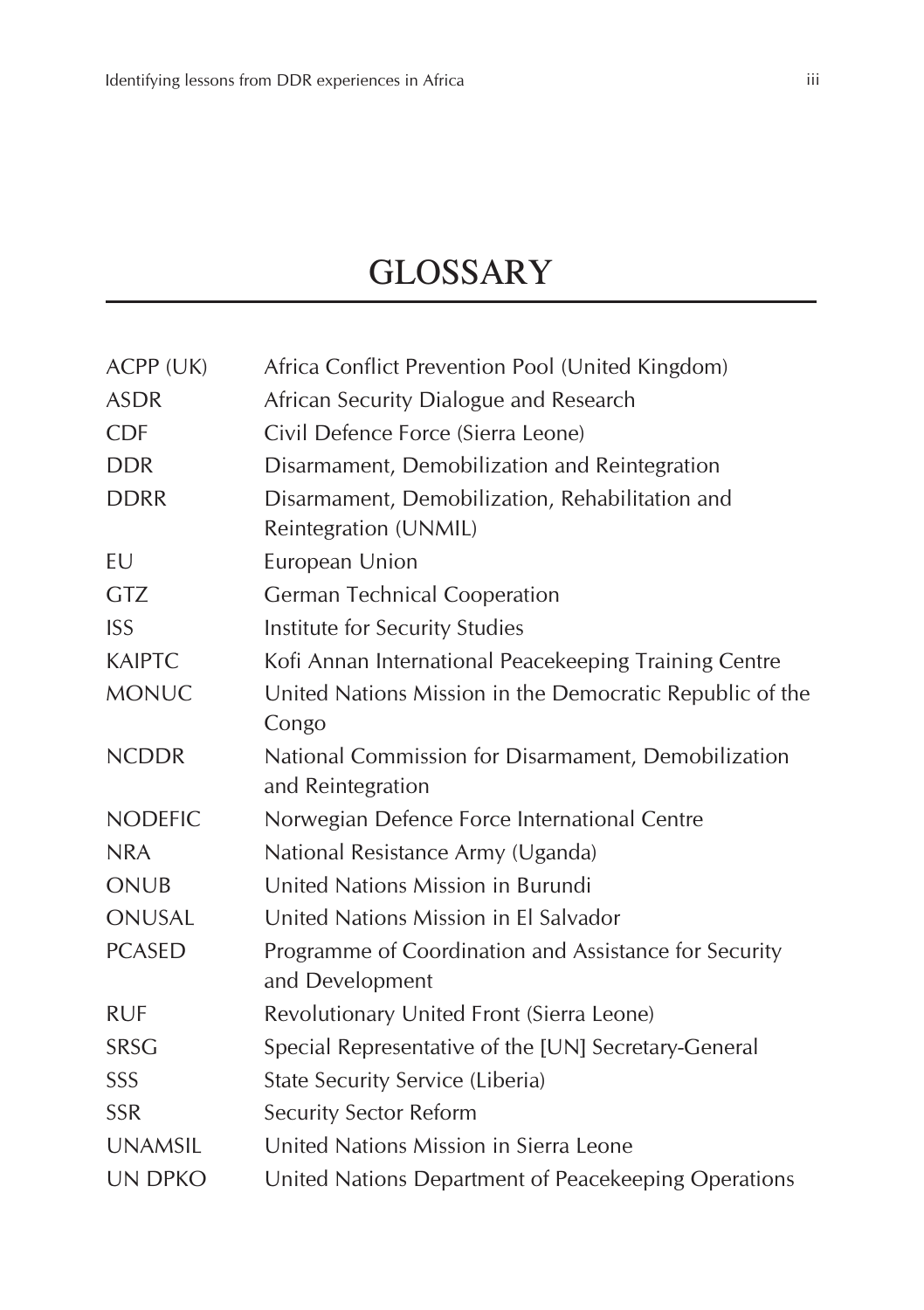# GLOSSARY

| | |
|---|---|
| ACPP (UK) | Africa Conflict Prevention Pool (United Kingdom) |
| ASDR | African Security Dialogue and Research |
| CDF | Civil Defence Force (Sierra Leone) |
| DDR | Disarmament, Demobilization and Reintegration |
| DDRR | Disarmament, Demobilization, Rehabilitation and Reintegration (UNMIL) |
| EU | European Union |
| GTZ | German Technical Cooperation |
| ISS | Institute for Security Studies |
| KAIPTC | Kofi Annan International Peacekeeping Training Centre |
| MONUC | United Nations Mission in the Democratic Republic of the Congo |
| NCDDR | National Commission for Disarmament, Demobilization and Reintegration |
| NODEFIC | Norwegian Defence Force International Centre |
| NRA | National Resistance Army (Uganda) |
| ONUB | United Nations Mission in Burundi |
| ONUSAL | United Nations Mission in El Salvador |
| PCASED | Programme of Coordination and Assistance for Security and Development |
| RUF | Revolutionary United Front (Sierra Leone) |
| SRSG | Special Representative of the [UN] Secretary-General |
| SSS | State Security Service (Liberia) |
| SSR | Security Sector Reform |
| UNAMSIL | United Nations Mission in Sierra Leone |
| UN DPKO | United Nations Department of Peacekeeping Operations |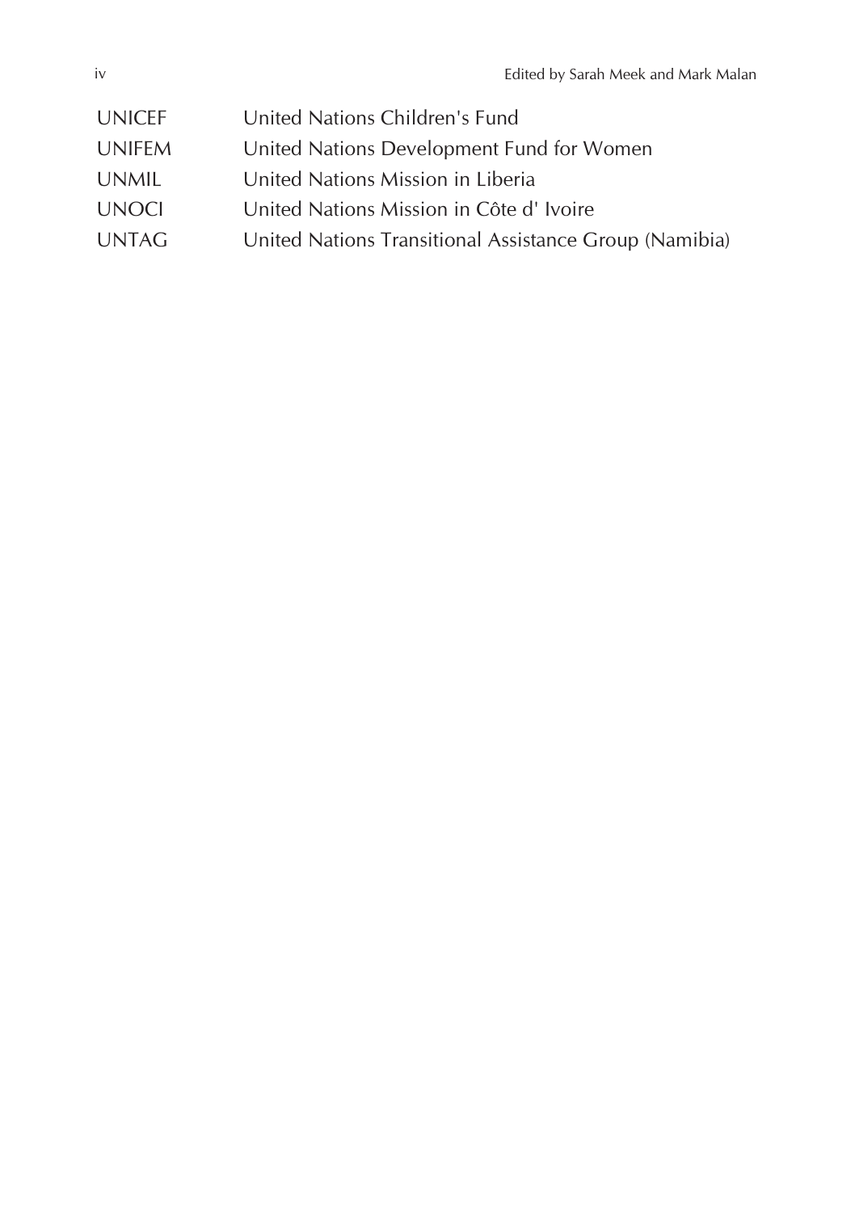| | |
|---|---|
| UNICEF | United Nations Children's Fund |
| UNIFEM | United Nations Development Fund for Women |
| UNMIL | United Nations Mission in Liberia |
| UNOCI | United Nations Mission in Côte d' Ivoire |
| UNTAG | United Nations Transitional Assistance Group (Namibia) |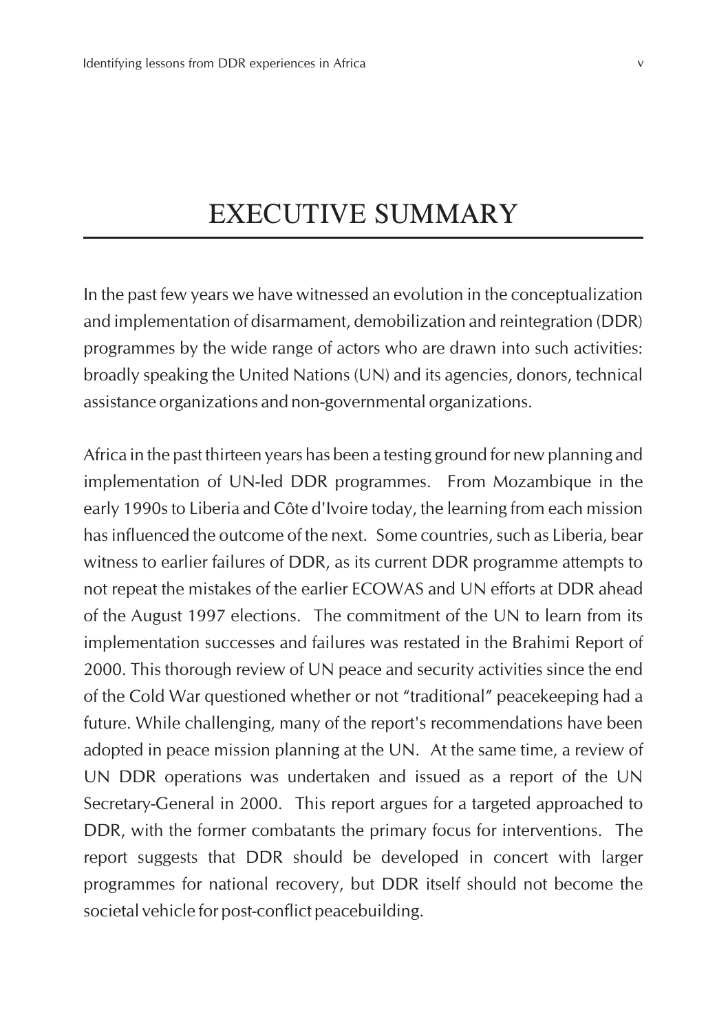# EXECUTIVE SUMMARY

In the past few years we have witnessed an evolution in the conceptualization and implementation of disarmament, demobilization and reintegration (DDR) programmes by the wide range of actors who are drawn into such activities: broadly speaking the United Nations (UN) and its agencies, donors, technical assistance organizations and non-governmental organizations.

Africa in the past thirteen years has been a testing ground for new planning and implementation of UN-led DDR programmes. From Mozambique in the early 1990s to Liberia and Côte d'Ivoire today, the learning from each mission has influenced the outcome of the next. Some countries, such as Liberia, bear witness to earlier failures of DDR, as its current DDR programme attempts to not repeat the mistakes of the earlier ECOWAS and UN efforts at DDR ahead of the August 1997 elections. The commitment of the UN to learn from its implementation successes and failures was restated in the Brahimi Report of 2000. This thorough review of UN peace and security activities since the end of the Cold War questioned whether or not "traditional" peacekeeping had a future. While challenging, many of the report's recommendations have been adopted in peace mission planning at the UN. At the same time, a review of UN DDR operations was undertaken and issued as a report of the UN Secretary-General in 2000. This report argues for a targeted approached to DDR, with the former combatants the primary focus for interventions. The report suggests that DDR should be developed in concert with larger programmes for national recovery, but DDR itself should not become the societal vehicle for post-conflict peacebuilding.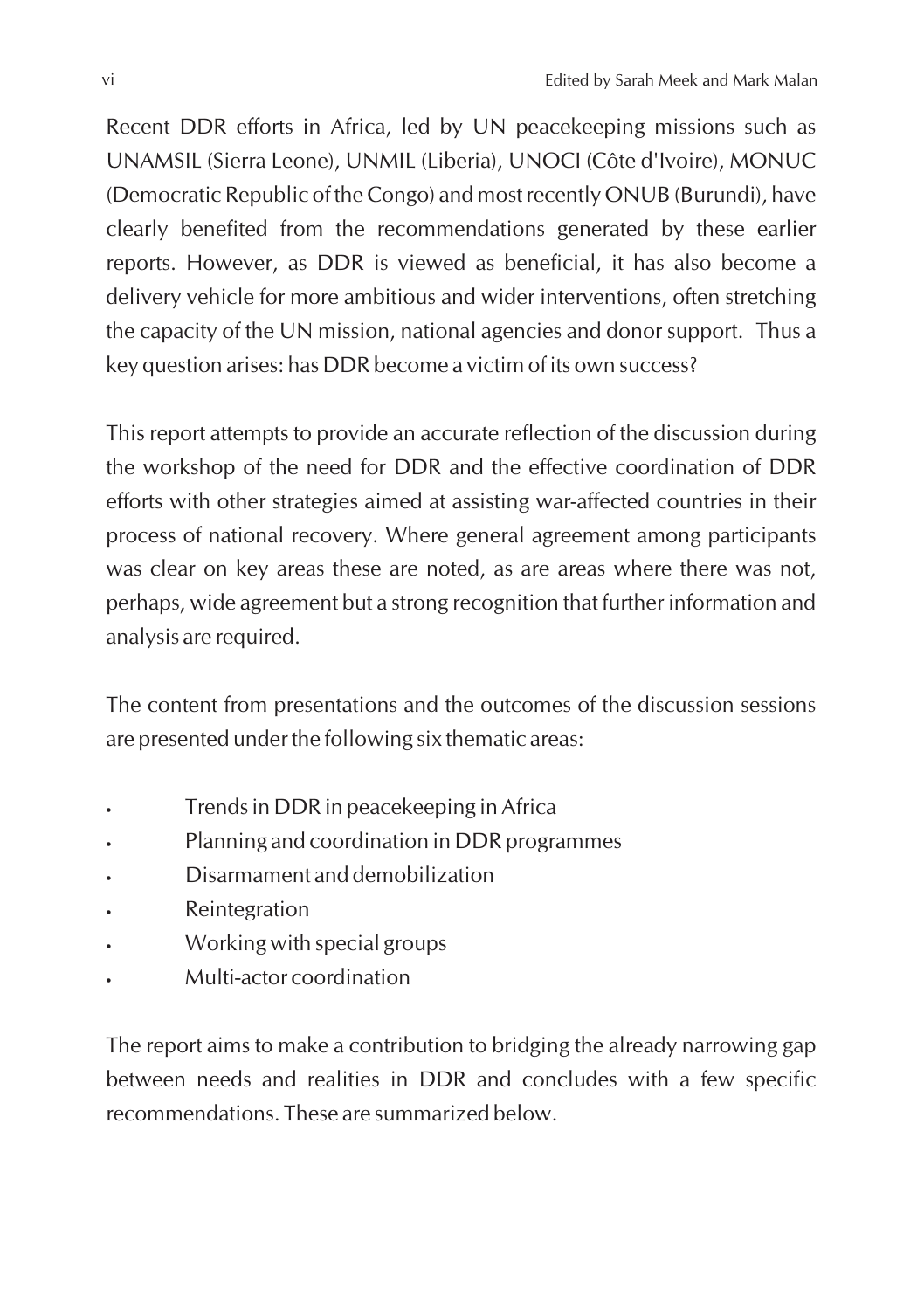Recent DDR efforts in Africa, led by UN peacekeeping missions such as UNAMSIL (Sierra Leone), UNMIL (Liberia), UNOCI (Côte d'Ivoire), MONUC (Democratic Republic of the Congo) and most recently ONUB (Burundi), have clearly benefited from the recommendations generated by these earlier reports. However, as DDR is viewed as beneficial, it has also become a delivery vehicle for more ambitious and wider interventions, often stretching the capacity of the UN mission, national agencies and donor support. Thus a key question arises: has DDR become a victim of its own success?

This report attempts to provide an accurate reflection of the discussion during the workshop of the need for DDR and the effective coordination of DDR efforts with other strategies aimed at assisting war-affected countries in their process of national recovery. Where general agreement among participants was clear on key areas these are noted, as are areas where there was not, perhaps, wide agreement but a strong recognition that further information and analysis are required.

The content from presentations and the outcomes of the discussion sessions are presented under the following six thematic areas:

- Trends in DDR in peacekeeping in Africa
- Planning and coordination in DDR programmes
- Disarmament and demobilization
- Reintegration
- Working with special groups
- Multi-actor coordination

The report aims to make a contribution to bridging the already narrowing gap between needs and realities in DDR and concludes with a few specific recommendations. These are summarized below.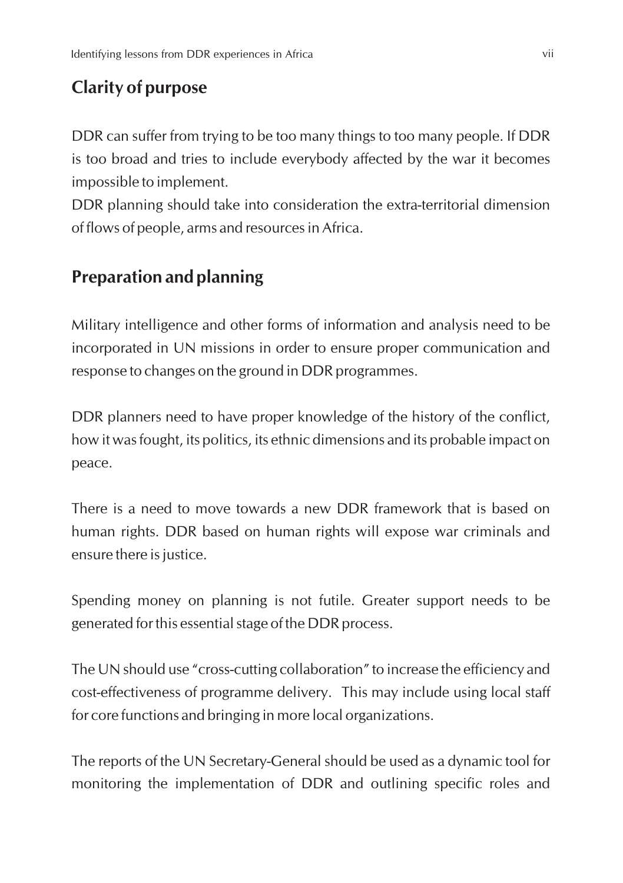## Clarity of purpose

DDR can suffer from trying to be too many things to too many people. If DDR is too broad and tries to include everybody affected by the war it becomes impossible to implement.
DDR planning should take into consideration the extra-territorial dimension of flows of people, arms and resources in Africa.

## Preparation and planning

Military intelligence and other forms of information and analysis need to be incorporated in UN missions in order to ensure proper communication and response to changes on the ground in DDR programmes.

DDR planners need to have proper knowledge of the history of the conflict, how it was fought, its politics, its ethnic dimensions and its probable impact on peace.

There is a need to move towards a new DDR framework that is based on human rights. DDR based on human rights will expose war criminals and ensure there is justice.

Spending money on planning is not futile. Greater support needs to be generated for this essential stage of the DDR process.

The UN should use "cross-cutting collaboration" to increase the efficiency and cost-effectiveness of programme delivery. This may include using local staff for core functions and bringing in more local organizations.

The reports of the UN Secretary-General should be used as a dynamic tool for monitoring the implementation of DDR and outlining specific roles and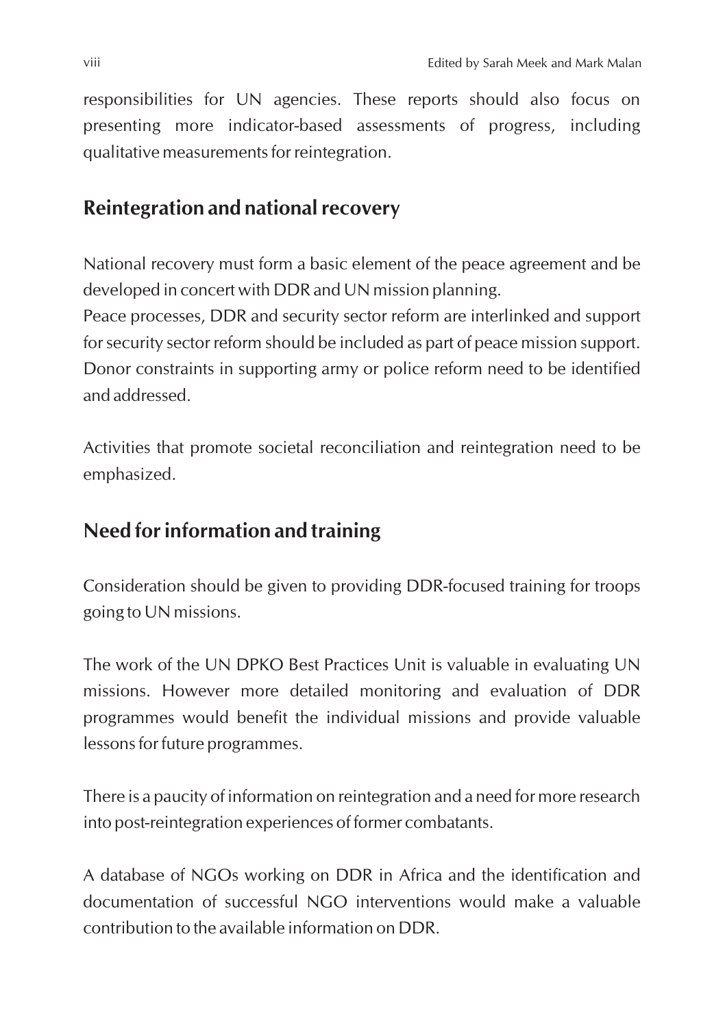responsibilities for UN agencies. These reports should also focus on presenting more indicator-based assessments of progress, including qualitative measurements for reintegration.

## Reintegration and national recovery

National recovery must form a basic element of the peace agreement and be developed in concert with DDR and UN mission planning.

Peace processes, DDR and security sector reform are interlinked and support for security sector reform should be included as part of peace mission support. Donor constraints in supporting army or police reform need to be identified and addressed.

Activities that promote societal reconciliation and reintegration need to be emphasized.

## Need for information and training

Consideration should be given to providing DDR-focused training for troops going to UN missions.

The work of the UN DPKO Best Practices Unit is valuable in evaluating UN missions. However more detailed monitoring and evaluation of DDR programmes would benefit the individual missions and provide valuable lessons for future programmes.

There is a paucity of information on reintegration and a need for more research into post-reintegration experiences of former combatants.

A database of NGOs working on DDR in Africa and the identification and documentation of successful NGO interventions would make a valuable contribution to the available information on DDR.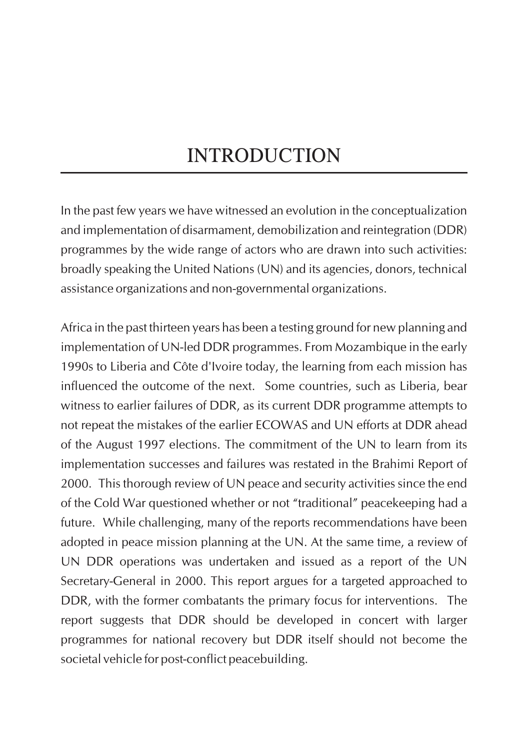# INTRODUCTION

In the past few years we have witnessed an evolution in the conceptualization and implementation of disarmament, demobilization and reintegration (DDR) programmes by the wide range of actors who are drawn into such activities: broadly speaking the United Nations (UN) and its agencies, donors, technical assistance organizations and non-governmental organizations.

Africa in the past thirteen years has been a testing ground for new planning and implementation of UN-led DDR programmes. From Mozambique in the early 1990s to Liberia and Côte d'Ivoire today, the learning from each mission has influenced the outcome of the next. Some countries, such as Liberia, bear witness to earlier failures of DDR, as its current DDR programme attempts to not repeat the mistakes of the earlier ECOWAS and UN efforts at DDR ahead of the August 1997 elections. The commitment of the UN to learn from its implementation successes and failures was restated in the Brahimi Report of 2000. This thorough review of UN peace and security activities since the end of the Cold War questioned whether or not "traditional" peacekeeping had a future. While challenging, many of the reports recommendations have been adopted in peace mission planning at the UN. At the same time, a review of UN DDR operations was undertaken and issued as a report of the UN Secretary-General in 2000. This report argues for a targeted approached to DDR, with the former combatants the primary focus for interventions. The report suggests that DDR should be developed in concert with larger programmes for national recovery but DDR itself should not become the societal vehicle for post-conflict peacebuilding.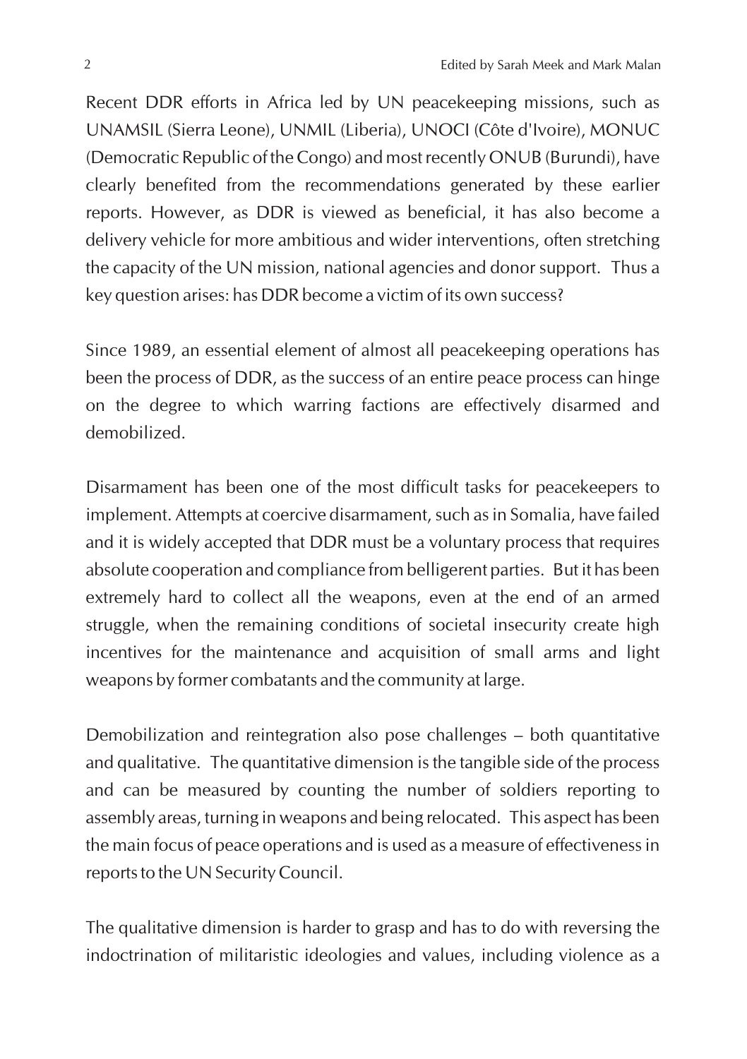Recent DDR efforts in Africa led by UN peacekeeping missions, such as UNAMSIL (Sierra Leone), UNMIL (Liberia), UNOCI (Côte d'Ivoire), MONUC (Democratic Republic of the Congo) and most recently ONUB (Burundi), have clearly benefited from the recommendations generated by these earlier reports. However, as DDR is viewed as beneficial, it has also become a delivery vehicle for more ambitious and wider interventions, often stretching the capacity of the UN mission, national agencies and donor support. Thus a key question arises: has DDR become a victim of its own success?

Since 1989, an essential element of almost all peacekeeping operations has been the process of DDR, as the success of an entire peace process can hinge on the degree to which warring factions are effectively disarmed and demobilized.

Disarmament has been one of the most difficult tasks for peacekeepers to implement. Attempts at coercive disarmament, such as in Somalia, have failed and it is widely accepted that DDR must be a voluntary process that requires absolute cooperation and compliance from belligerent parties. But it has been extremely hard to collect all the weapons, even at the end of an armed struggle, when the remaining conditions of societal insecurity create high incentives for the maintenance and acquisition of small arms and light weapons by former combatants and the community at large.

Demobilization and reintegration also pose challenges – both quantitative and qualitative. The quantitative dimension is the tangible side of the process and can be measured by counting the number of soldiers reporting to assembly areas, turning in weapons and being relocated. This aspect has been the main focus of peace operations and is used as a measure of effectiveness in reports to the UN Security Council.

The qualitative dimension is harder to grasp and has to do with reversing the indoctrination of militaristic ideologies and values, including violence as a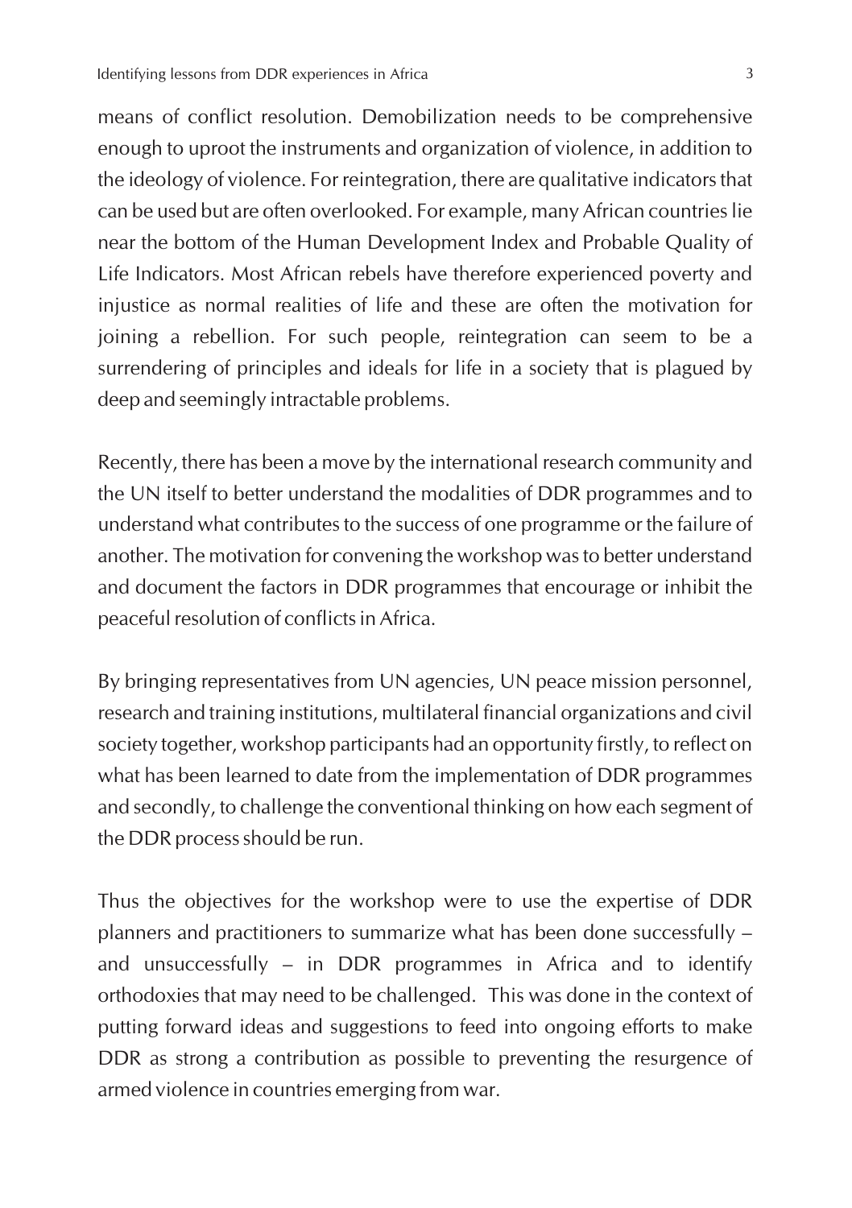means of conflict resolution. Demobilization needs to be comprehensive enough to uproot the instruments and organization of violence, in addition to the ideology of violence. For reintegration, there are qualitative indicators that can be used but are often overlooked. For example, many African countries lie near the bottom of the Human Development Index and Probable Quality of Life Indicators. Most African rebels have therefore experienced poverty and injustice as normal realities of life and these are often the motivation for joining a rebellion. For such people, reintegration can seem to be a surrendering of principles and ideals for life in a society that is plagued by deep and seemingly intractable problems.

Recently, there has been a move by the international research community and the UN itself to better understand the modalities of DDR programmes and to understand what contributes to the success of one programme or the failure of another. The motivation for convening the workshop was to better understand and document the factors in DDR programmes that encourage or inhibit the peaceful resolution of conflicts in Africa.

By bringing representatives from UN agencies, UN peace mission personnel, research and training institutions, multilateral financial organizations and civil society together, workshop participants had an opportunity firstly, to reflect on what has been learned to date from the implementation of DDR programmes and secondly, to challenge the conventional thinking on how each segment of the DDR process should be run.

Thus the objectives for the workshop were to use the expertise of DDR planners and practitioners to summarize what has been done successfully – and unsuccessfully – in DDR programmes in Africa and to identify orthodoxies that may need to be challenged. This was done in the context of putting forward ideas and suggestions to feed into ongoing efforts to make DDR as strong a contribution as possible to preventing the resurgence of armed violence in countries emerging from war.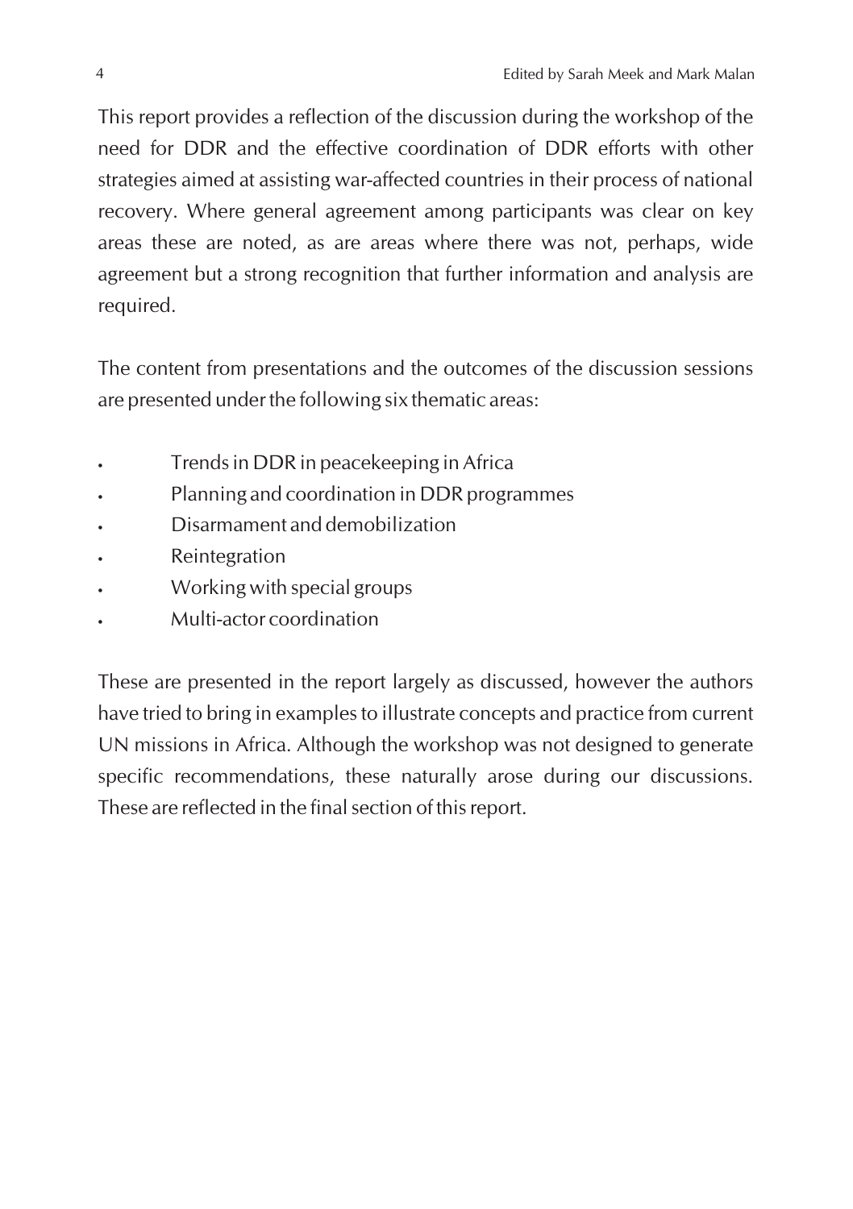This report provides a reflection of the discussion during the workshop of the need for DDR and the effective coordination of DDR efforts with other strategies aimed at assisting war-affected countries in their process of national recovery. Where general agreement among participants was clear on key areas these are noted, as are areas where there was not, perhaps, wide agreement but a strong recognition that further information and analysis are required.

The content from presentations and the outcomes of the discussion sessions are presented under the following six thematic areas:

- Trends in DDR in peacekeeping in Africa
- Planning and coordination in DDR programmes
- Disarmament and demobilization
- Reintegration
- Working with special groups
- Multi-actor coordination

These are presented in the report largely as discussed, however the authors have tried to bring in examples to illustrate concepts and practice from current UN missions in Africa. Although the workshop was not designed to generate specific recommendations, these naturally arose during our discussions. These are reflected in the final section of this report.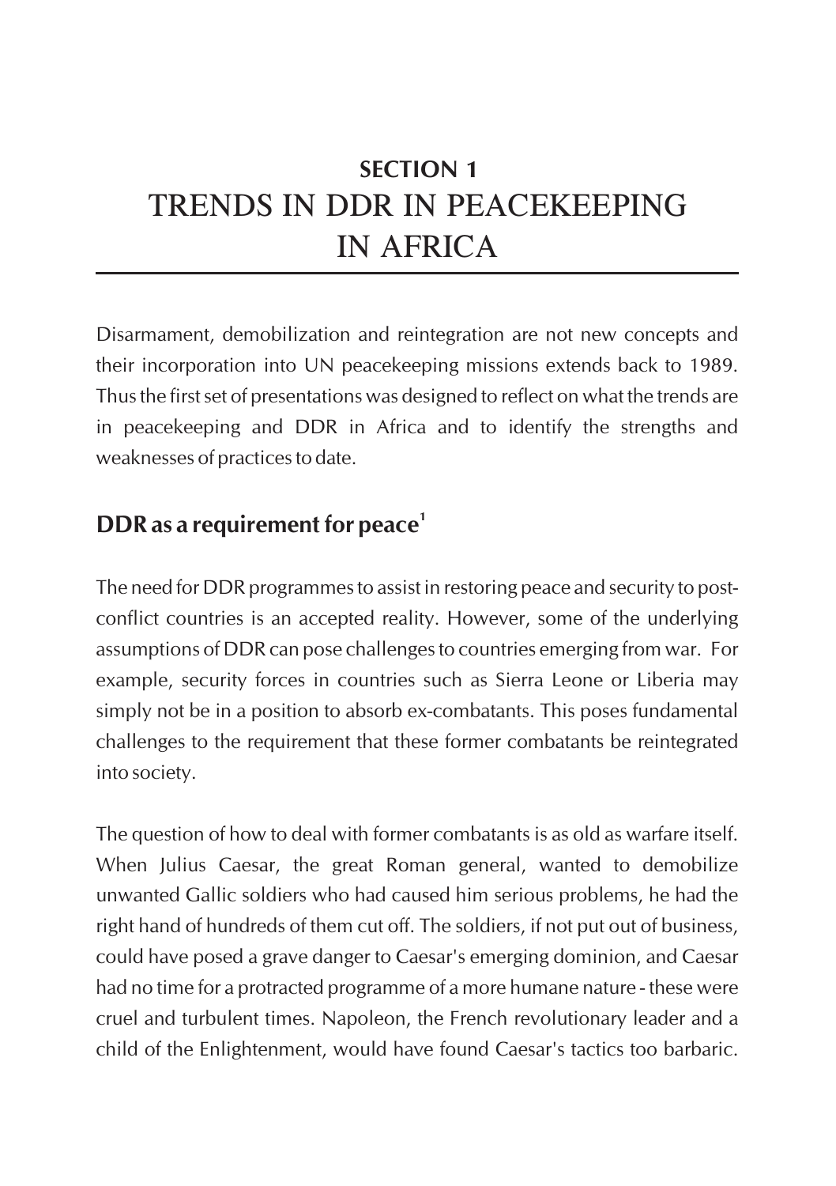# SECTION 1
# TRENDS IN DDR IN PEACEKEEPING IN AFRICA

Disarmament, demobilization and reintegration are not new concepts and their incorporation into UN peacekeeping missions extends back to 1989. Thus the first set of presentations was designed to reflect on what the trends are in peacekeeping and DDR in Africa and to identify the strengths and weaknesses of practices to date.

## DDR as a requirement for peace[1]

The need for DDR programmes to assist in restoring peace and security to post-conflict countries is an accepted reality. However, some of the underlying assumptions of DDR can pose challenges to countries emerging from war. For example, security forces in countries such as Sierra Leone or Liberia may simply not be in a position to absorb ex-combatants. This poses fundamental challenges to the requirement that these former combatants be reintegrated into society.

The question of how to deal with former combatants is as old as warfare itself. When Julius Caesar, the great Roman general, wanted to demobilize unwanted Gallic soldiers who had caused him serious problems, he had the right hand of hundreds of them cut off. The soldiers, if not put out of business, could have posed a grave danger to Caesar's emerging dominion, and Caesar had no time for a protracted programme of a more humane nature - these were cruel and turbulent times. Napoleon, the French revolutionary leader and a child of the Enlightenment, would have found Caesar's tactics too barbaric.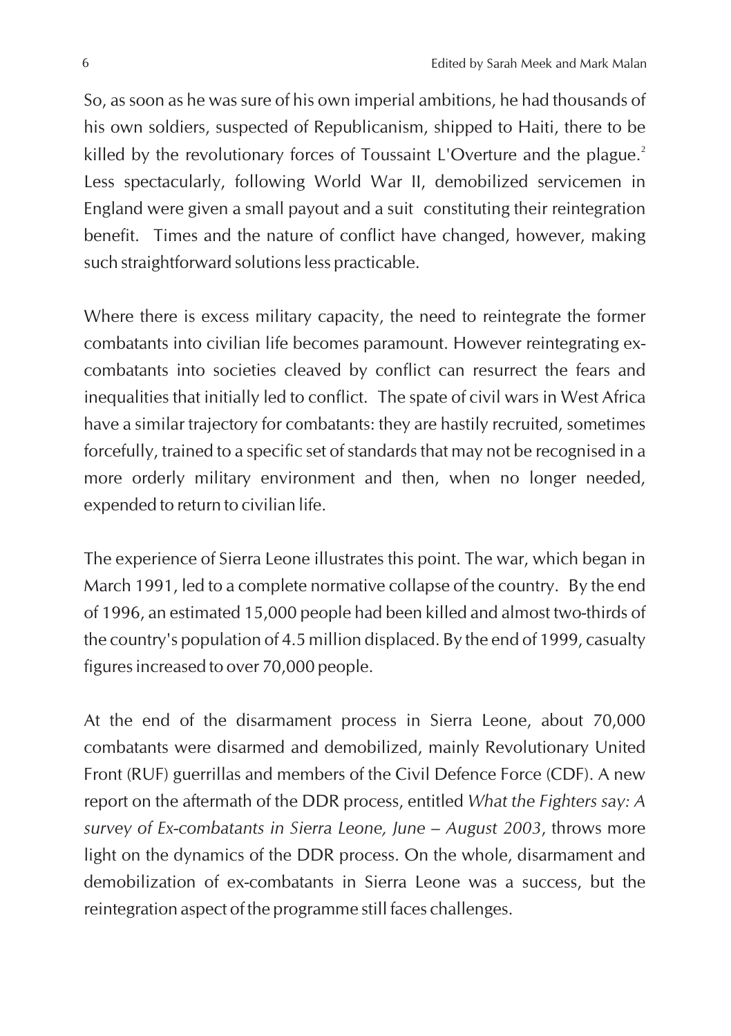So, as soon as he was sure of his own imperial ambitions, he had thousands of his own soldiers, suspected of Republicanism, shipped to Haiti, there to be killed by the revolutionary forces of Toussaint L'Overture and the plague.[2] Less spectacularly, following World War II, demobilized servicemen in England were given a small payout and a suit constituting their reintegration benefit. Times and the nature of conflict have changed, however, making such straightforward solutions less practicable.

Where there is excess military capacity, the need to reintegrate the former combatants into civilian life becomes paramount. However reintegrating ex-combatants into societies cleaved by conflict can resurrect the fears and inequalities that initially led to conflict. The spate of civil wars in West Africa have a similar trajectory for combatants: they are hastily recruited, sometimes forcefully, trained to a specific set of standards that may not be recognised in a more orderly military environment and then, when no longer needed, expended to return to civilian life.

The experience of Sierra Leone illustrates this point. The war, which began in March 1991, led to a complete normative collapse of the country. By the end of 1996, an estimated 15,000 people had been killed and almost two-thirds of the country's population of 4.5 million displaced. By the end of 1999, casualty figures increased to over 70,000 people.

At the end of the disarmament process in Sierra Leone, about 70,000 combatants were disarmed and demobilized, mainly Revolutionary United Front (RUF) guerrillas and members of the Civil Defence Force (CDF). A new report on the aftermath of the DDR process, entitled *What the Fighters say: A survey of Ex-combatants in Sierra Leone, June – August 2003*, throws more light on the dynamics of the DDR process. On the whole, disarmament and demobilization of ex-combatants in Sierra Leone was a success, but the reintegration aspect of the programme still faces challenges.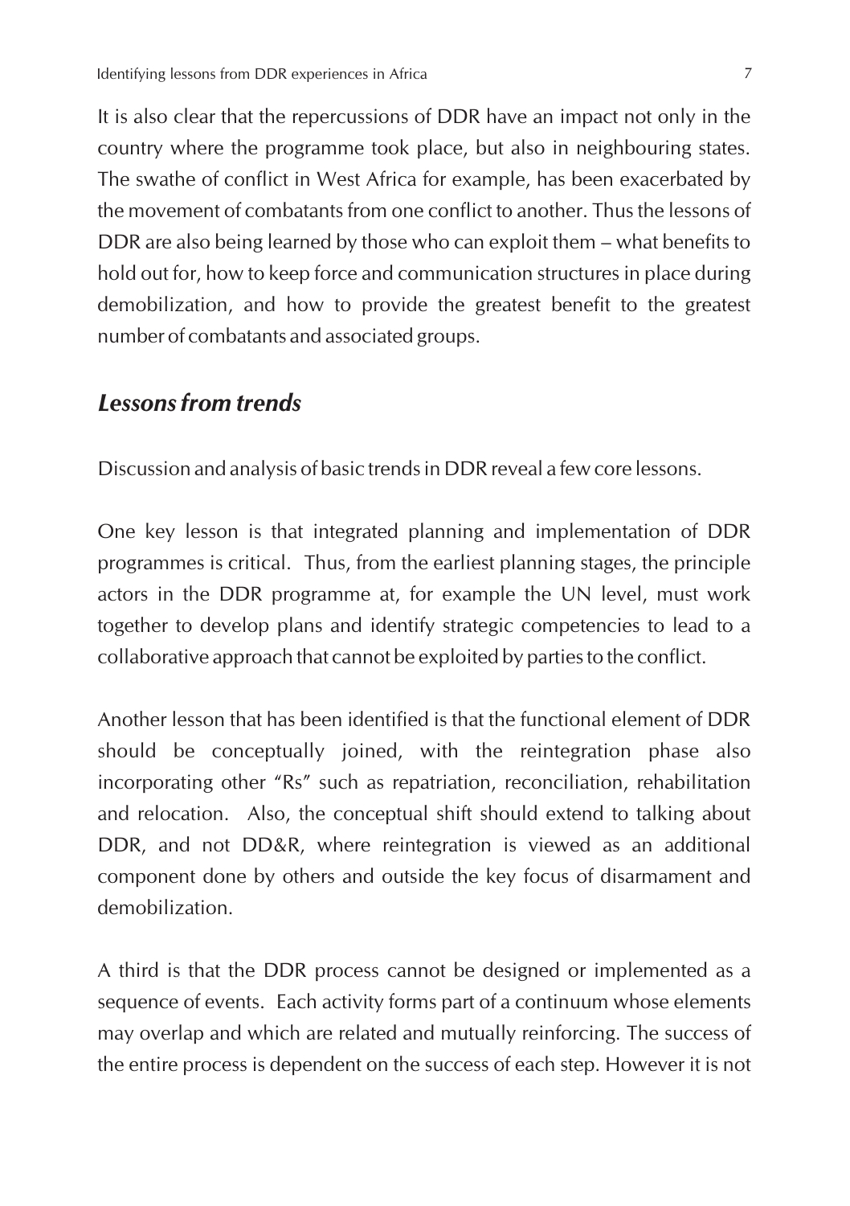It is also clear that the repercussions of DDR have an impact not only in the country where the programme took place, but also in neighbouring states. The swathe of conflict in West Africa for example, has been exacerbated by the movement of combatants from one conflict to another. Thus the lessons of DDR are also being learned by those who can exploit them – what benefits to hold out for, how to keep force and communication structures in place during demobilization, and how to provide the greatest benefit to the greatest number of combatants and associated groups.

## *Lessons from trends*

Discussion and analysis of basic trends in DDR reveal a few core lessons.

One key lesson is that integrated planning and implementation of DDR programmes is critical. Thus, from the earliest planning stages, the principle actors in the DDR programme at, for example the UN level, must work together to develop plans and identify strategic competencies to lead to a collaborative approach that cannot be exploited by parties to the conflict.

Another lesson that has been identified is that the functional element of DDR should be conceptually joined, with the reintegration phase also incorporating other "Rs" such as repatriation, reconciliation, rehabilitation and relocation. Also, the conceptual shift should extend to talking about DDR, and not DD&R, where reintegration is viewed as an additional component done by others and outside the key focus of disarmament and demobilization.

A third is that the DDR process cannot be designed or implemented as a sequence of events. Each activity forms part of a continuum whose elements may overlap and which are related and mutually reinforcing. The success of the entire process is dependent on the success of each step. However it is not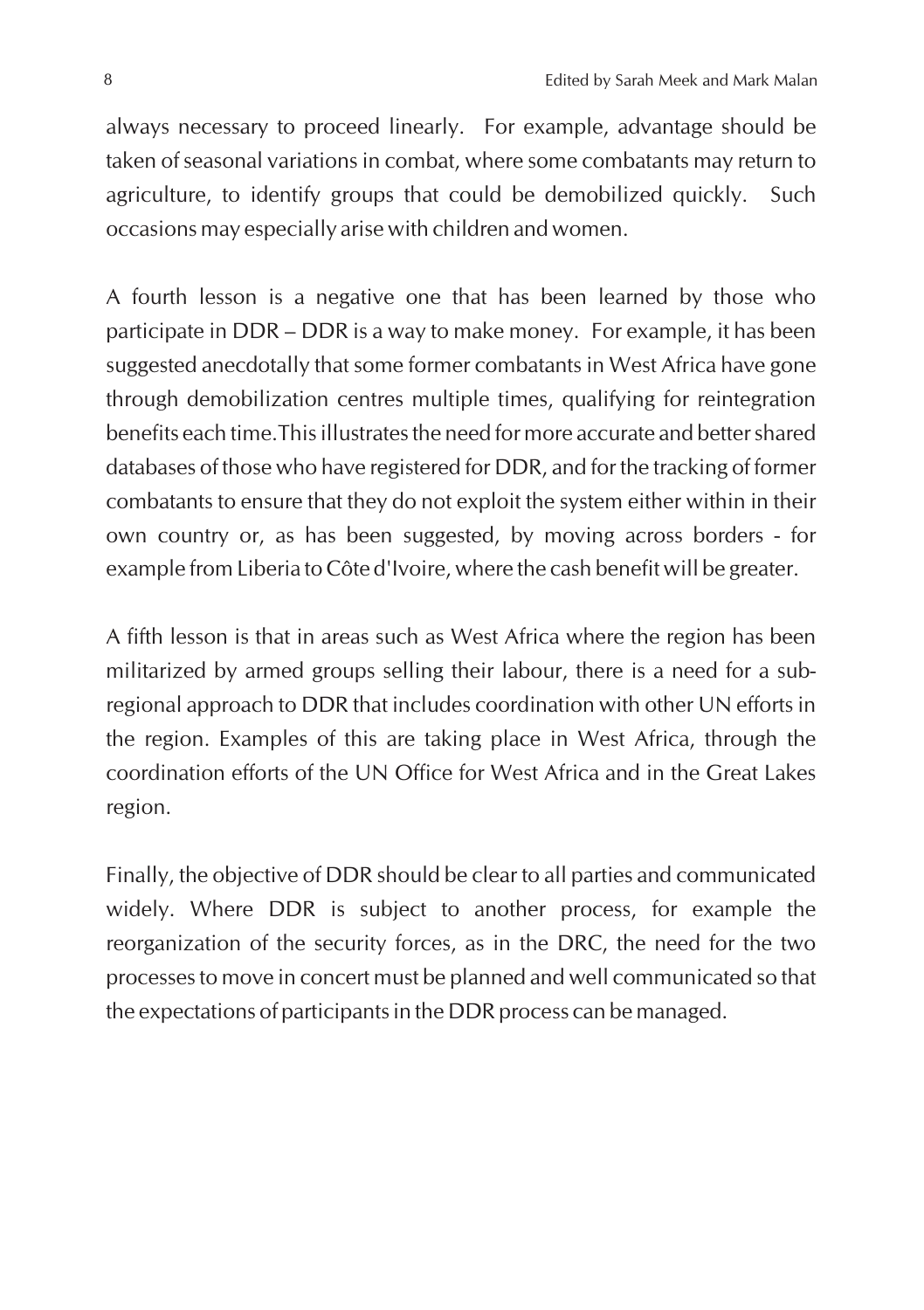always necessary to proceed linearly. For example, advantage should be taken of seasonal variations in combat, where some combatants may return to agriculture, to identify groups that could be demobilized quickly. Such occasions may especially arise with children and women.

A fourth lesson is a negative one that has been learned by those who participate in DDR – DDR is a way to make money. For example, it has been suggested anecdotally that some former combatants in West Africa have gone through demobilization centres multiple times, qualifying for reintegration benefits each time.This illustrates the need for more accurate and better shared databases of those who have registered for DDR, and for the tracking of former combatants to ensure that they do not exploit the system either within in their own country or, as has been suggested, by moving across borders - for example from Liberia to Côte d'Ivoire, where the cash benefit will be greater.

A fifth lesson is that in areas such as West Africa where the region has been militarized by armed groups selling their labour, there is a need for a sub-regional approach to DDR that includes coordination with other UN efforts in the region. Examples of this are taking place in West Africa, through the coordination efforts of the UN Office for West Africa and in the Great Lakes region.

Finally, the objective of DDR should be clear to all parties and communicated widely. Where DDR is subject to another process, for example the reorganization of the security forces, as in the DRC, the need for the two processes to move in concert must be planned and well communicated so that the expectations of participants in the DDR process can be managed.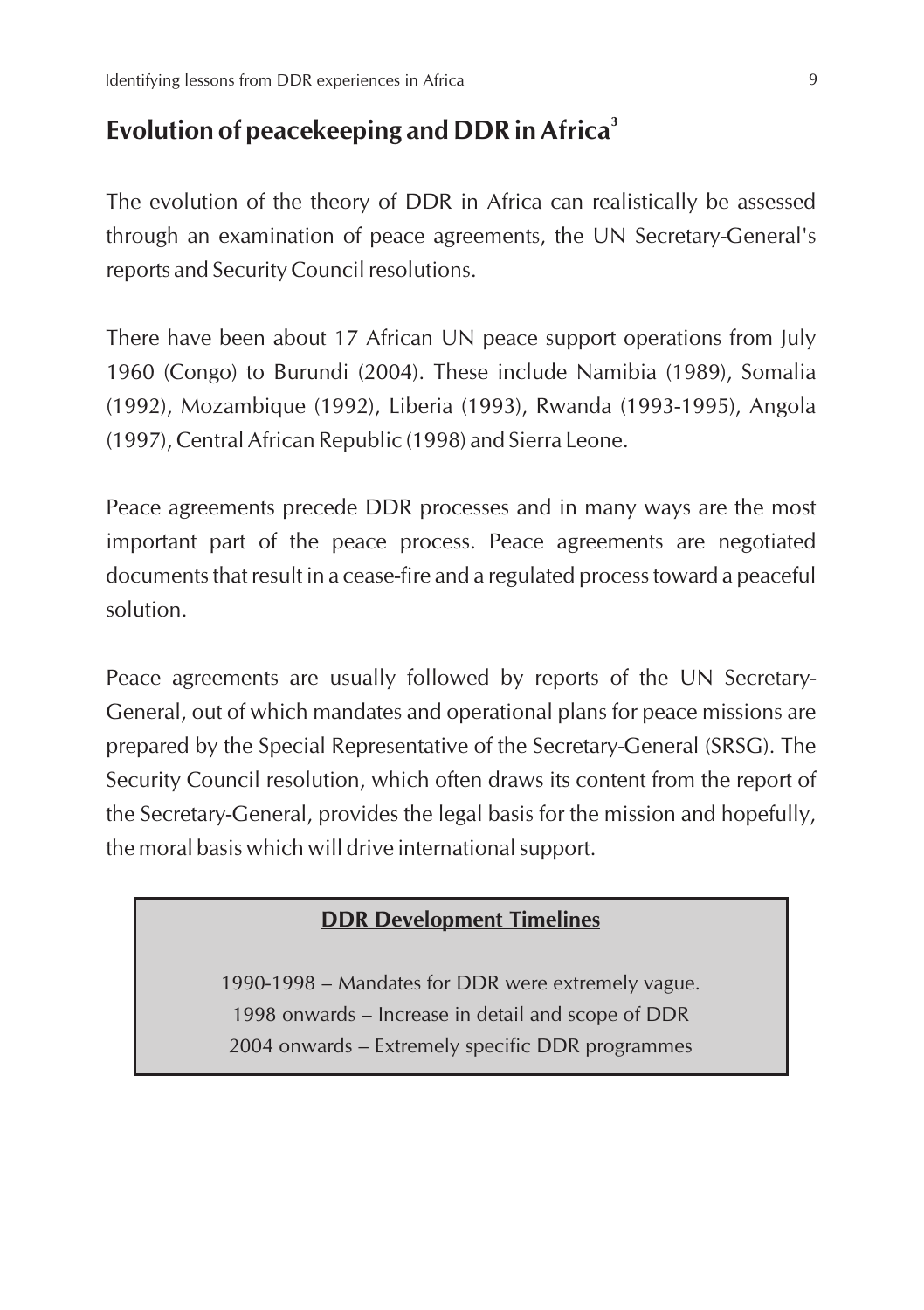## Evolution of peacekeeping and DDR in Africa[3]

The evolution of the theory of DDR in Africa can realistically be assessed through an examination of peace agreements, the UN Secretary-General's reports and Security Council resolutions.

There have been about 17 African UN peace support operations from July 1960 (Congo) to Burundi (2004). These include Namibia (1989), Somalia (1992), Mozambique (1992), Liberia (1993), Rwanda (1993-1995), Angola (1997), Central African Republic (1998) and Sierra Leone.

Peace agreements precede DDR processes and in many ways are the most important part of the peace process. Peace agreements are negotiated documents that result in a cease-fire and a regulated process toward a peaceful solution.

Peace agreements are usually followed by reports of the UN Secretary-General, out of which mandates and operational plans for peace missions are prepared by the Special Representative of the Secretary-General (SRSG). The Security Council resolution, which often draws its content from the report of the Secretary-General, provides the legal basis for the mission and hopefully, the moral basis which will drive international support.

**DDR Development Timelines**

1990-1998 – Mandates for DDR were extremely vague.
1998 onwards – Increase in detail and scope of DDR
2004 onwards – Extremely specific DDR programmes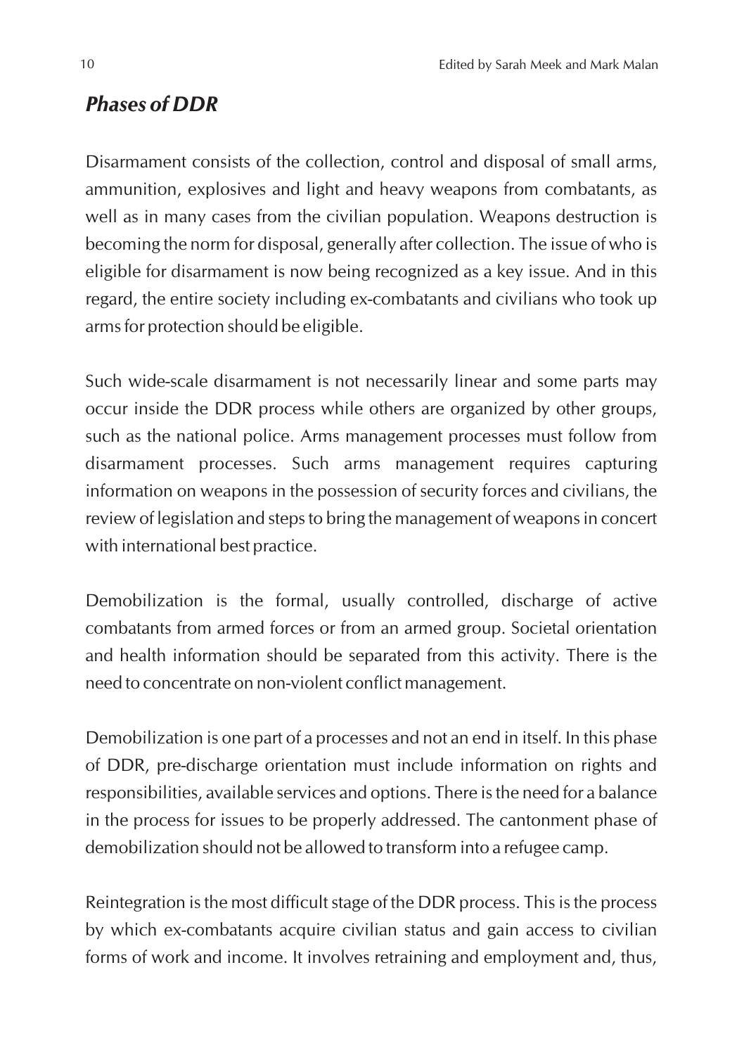## *Phases of DDR*

Disarmament consists of the collection, control and disposal of small arms, ammunition, explosives and light and heavy weapons from combatants, as well as in many cases from the civilian population. Weapons destruction is becoming the norm for disposal, generally after collection. The issue of who is eligible for disarmament is now being recognized as a key issue. And in this regard, the entire society including ex-combatants and civilians who took up arms for protection should be eligible.

Such wide-scale disarmament is not necessarily linear and some parts may occur inside the DDR process while others are organized by other groups, such as the national police. Arms management processes must follow from disarmament processes. Such arms management requires capturing information on weapons in the possession of security forces and civilians, the review of legislation and steps to bring the management of weapons in concert with international best practice.

Demobilization is the formal, usually controlled, discharge of active combatants from armed forces or from an armed group. Societal orientation and health information should be separated from this activity. There is the need to concentrate on non-violent conflict management.

Demobilization is one part of a processes and not an end in itself. In this phase of DDR, pre-discharge orientation must include information on rights and responsibilities, available services and options. There is the need for a balance in the process for issues to be properly addressed. The cantonment phase of demobilization should not be allowed to transform into a refugee camp.

Reintegration is the most difficult stage of the DDR process. This is the process by which ex-combatants acquire civilian status and gain access to civilian forms of work and income. It involves retraining and employment and, thus,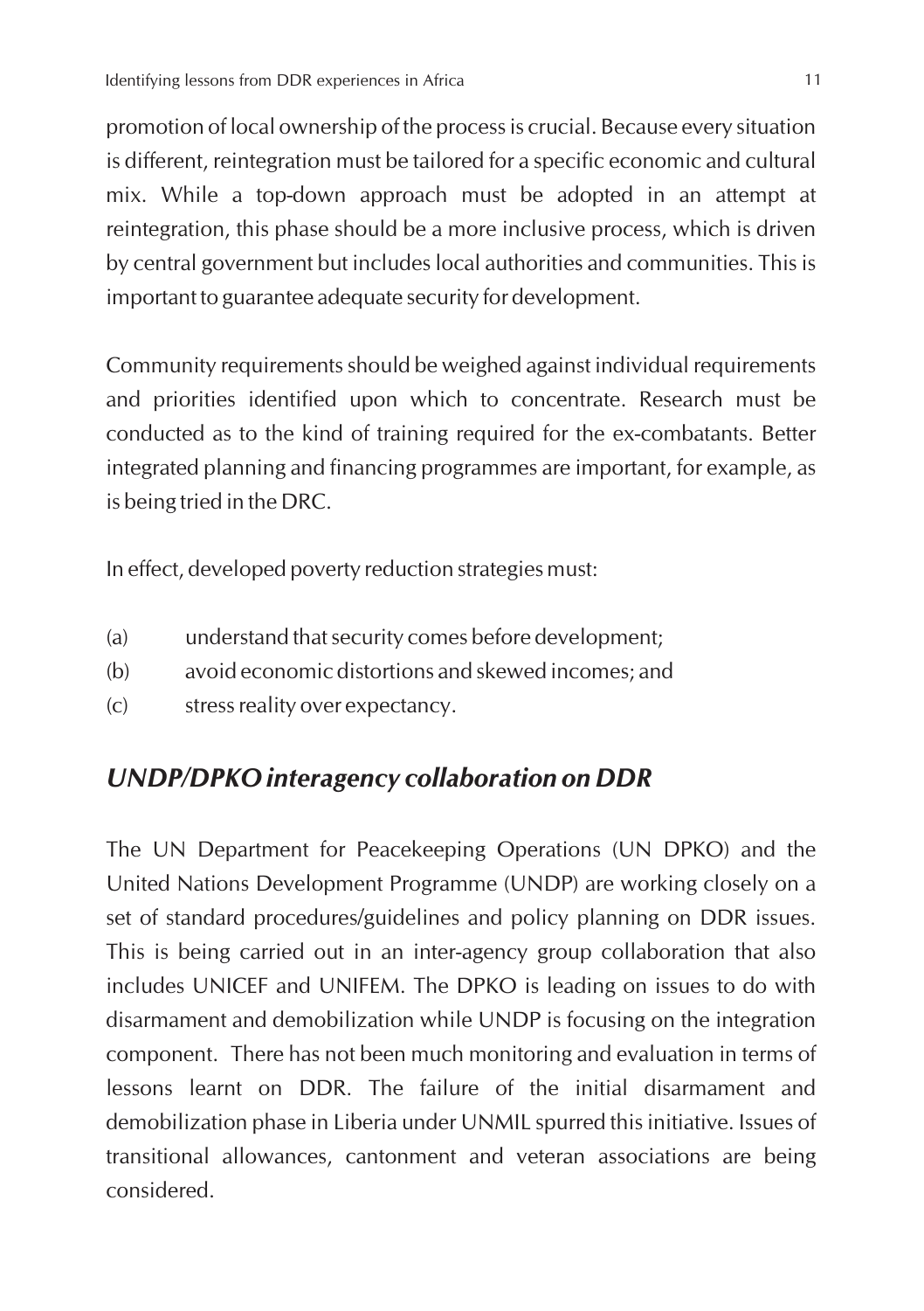promotion of local ownership of the process is crucial. Because every situation is different, reintegration must be tailored for a specific economic and cultural mix. While a top-down approach must be adopted in an attempt at reintegration, this phase should be a more inclusive process, which is driven by central government but includes local authorities and communities. This is important to guarantee adequate security for development.

Community requirements should be weighed against individual requirements and priorities identified upon which to concentrate. Research must be conducted as to the kind of training required for the ex-combatants. Better integrated planning and financing programmes are important, for example, as is being tried in the DRC.

In effect, developed poverty reduction strategies must:

(a) understand that security comes before development;
(b) avoid economic distortions and skewed incomes; and
(c) stress reality over expectancy.

## *UNDP/DPKO interagency collaboration on DDR*

The UN Department for Peacekeeping Operations (UN DPKO) and the United Nations Development Programme (UNDP) are working closely on a set of standard procedures/guidelines and policy planning on DDR issues. This is being carried out in an inter-agency group collaboration that also includes UNICEF and UNIFEM. The DPKO is leading on issues to do with disarmament and demobilization while UNDP is focusing on the integration component. There has not been much monitoring and evaluation in terms of lessons learnt on DDR. The failure of the initial disarmament and demobilization phase in Liberia under UNMIL spurred this initiative. Issues of transitional allowances, cantonment and veteran associations are being considered.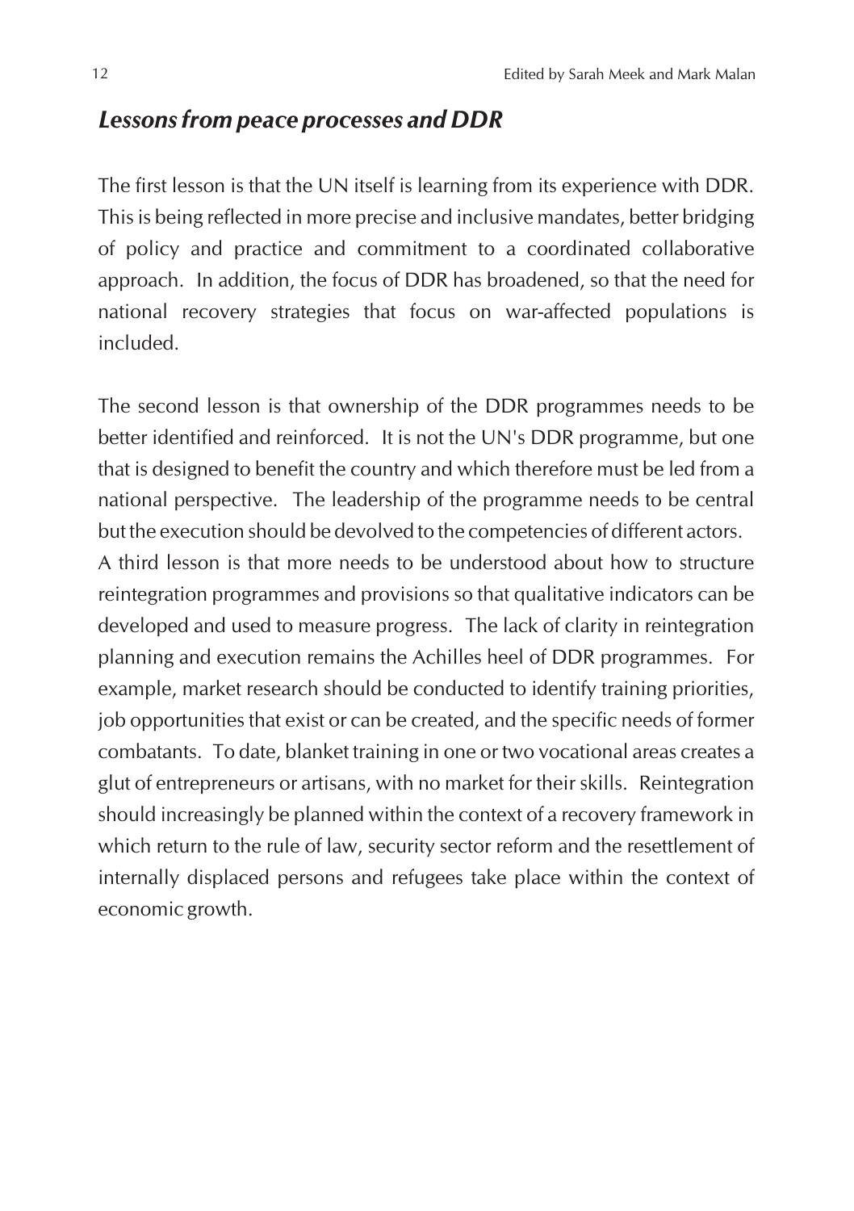## *Lessons from peace processes and DDR*

The first lesson is that the UN itself is learning from its experience with DDR. This is being reflected in more precise and inclusive mandates, better bridging of policy and practice and commitment to a coordinated collaborative approach. In addition, the focus of DDR has broadened, so that the need for national recovery strategies that focus on war-affected populations is included.

The second lesson is that ownership of the DDR programmes needs to be better identified and reinforced. It is not the UN's DDR programme, but one that is designed to benefit the country and which therefore must be led from a national perspective. The leadership of the programme needs to be central but the execution should be devolved to the competencies of different actors.

A third lesson is that more needs to be understood about how to structure reintegration programmes and provisions so that qualitative indicators can be developed and used to measure progress. The lack of clarity in reintegration planning and execution remains the Achilles heel of DDR programmes. For example, market research should be conducted to identify training priorities, job opportunities that exist or can be created, and the specific needs of former combatants. To date, blanket training in one or two vocational areas creates a glut of entrepreneurs or artisans, with no market for their skills. Reintegration should increasingly be planned within the context of a recovery framework in which return to the rule of law, security sector reform and the resettlement of internally displaced persons and refugees take place within the context of economic growth.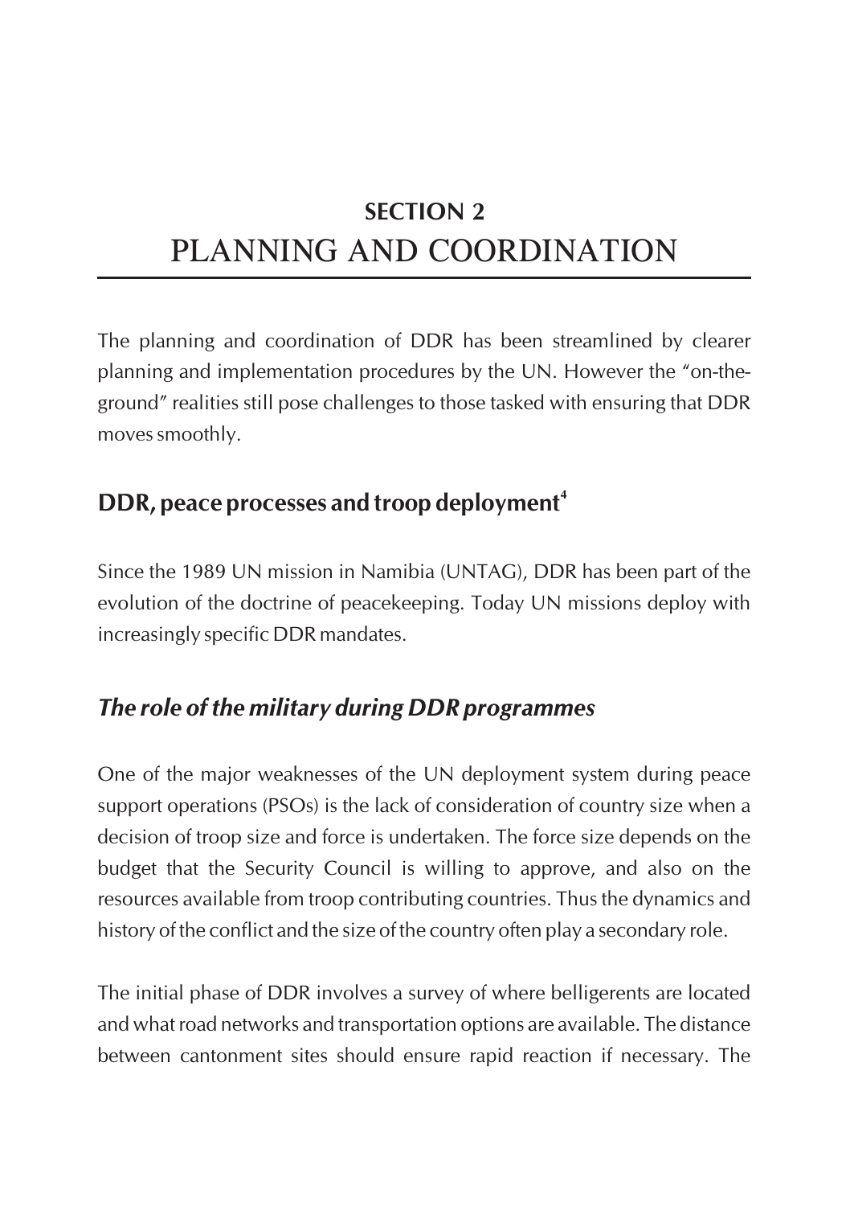# SECTION 2
# PLANNING AND COORDINATION

The planning and coordination of DDR has been streamlined by clearer planning and implementation procedures by the UN. However the "on-the-ground" realities still pose challenges to those tasked with ensuring that DDR moves smoothly.

## DDR, peace processes and troop deployment[4]

Since the 1989 UN mission in Namibia (UNTAG), DDR has been part of the evolution of the doctrine of peacekeeping. Today UN missions deploy with increasingly specific DDR mandates.

### *The role of the military during DDR programmes*

One of the major weaknesses of the UN deployment system during peace support operations (PSOs) is the lack of consideration of country size when a decision of troop size and force is undertaken. The force size depends on the budget that the Security Council is willing to approve, and also on the resources available from troop contributing countries. Thus the dynamics and history of the conflict and the size of the country often play a secondary role.

The initial phase of DDR involves a survey of where belligerents are located and what road networks and transportation options are available. The distance between cantonment sites should ensure rapid reaction if necessary. The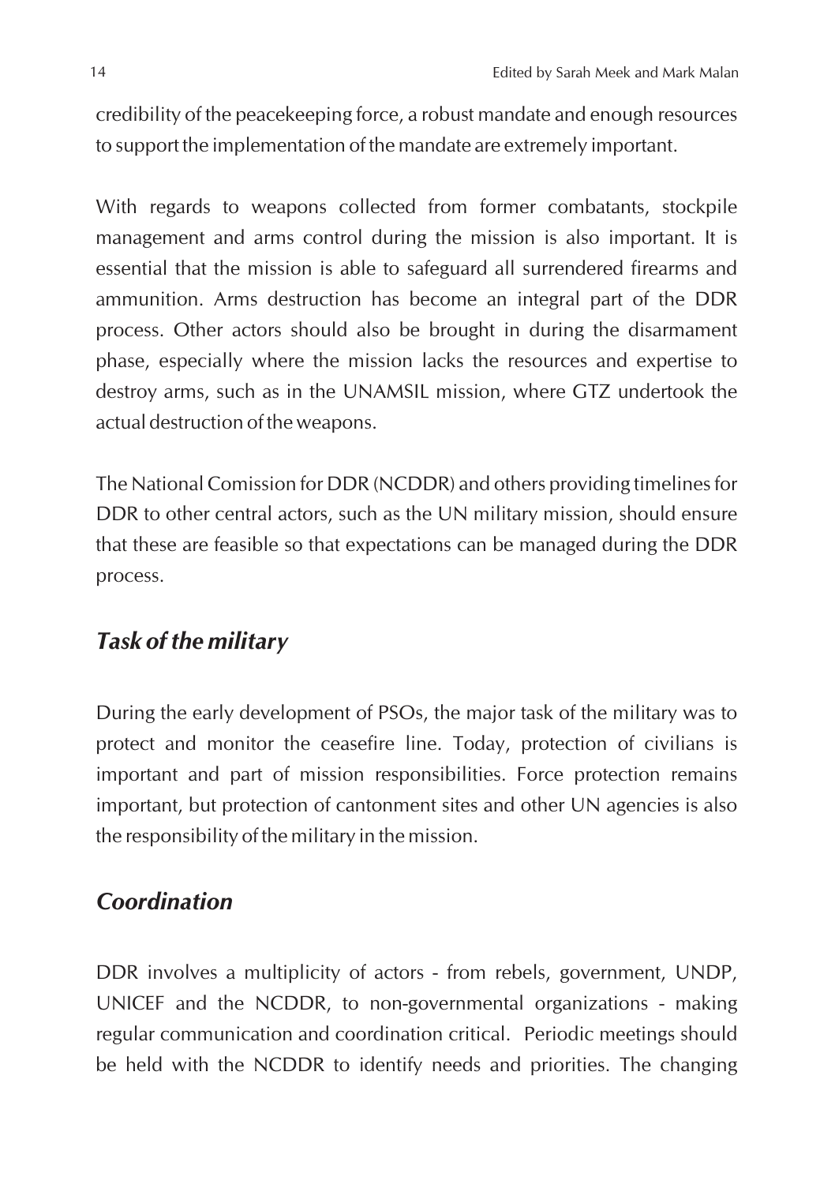credibility of the peacekeeping force, a robust mandate and enough resources to support the implementation of the mandate are extremely important.

With regards to weapons collected from former combatants, stockpile management and arms control during the mission is also important. It is essential that the mission is able to safeguard all surrendered firearms and ammunition. Arms destruction has become an integral part of the DDR process. Other actors should also be brought in during the disarmament phase, especially where the mission lacks the resources and expertise to destroy arms, such as in the UNAMSIL mission, where GTZ undertook the actual destruction of the weapons.

The National Comission for DDR (NCDDR) and others providing timelines for DDR to other central actors, such as the UN military mission, should ensure that these are feasible so that expectations can be managed during the DDR process.

### *Task of the military*

During the early development of PSOs, the major task of the military was to protect and monitor the ceasefire line. Today, protection of civilians is important and part of mission responsibilities. Force protection remains important, but protection of cantonment sites and other UN agencies is also the responsibility of the military in the mission.

### *Coordination*

DDR involves a multiplicity of actors - from rebels, government, UNDP, UNICEF and the NCDDR, to non-governmental organizations - making regular communication and coordination critical. Periodic meetings should be held with the NCDDR to identify needs and priorities. The changing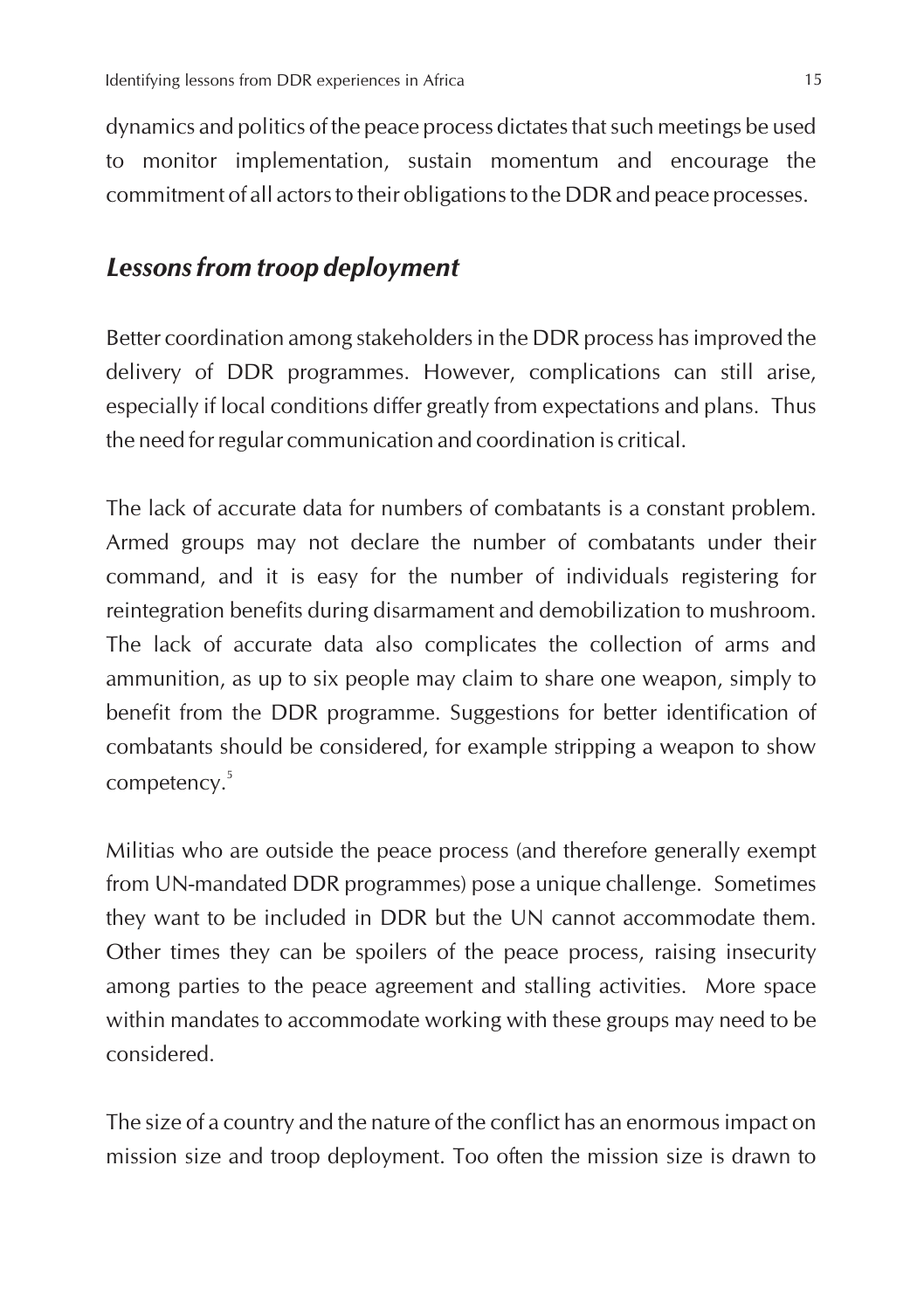dynamics and politics of the peace process dictates that such meetings be used to monitor implementation, sustain momentum and encourage the commitment of all actors to their obligations to the DDR and peace processes.

## *Lessons from troop deployment*

Better coordination among stakeholders in the DDR process has improved the delivery of DDR programmes. However, complications can still arise, especially if local conditions differ greatly from expectations and plans. Thus the need for regular communication and coordination is critical.

The lack of accurate data for numbers of combatants is a constant problem. Armed groups may not declare the number of combatants under their command, and it is easy for the number of individuals registering for reintegration benefits during disarmament and demobilization to mushroom. The lack of accurate data also complicates the collection of arms and ammunition, as up to six people may claim to share one weapon, simply to benefit from the DDR programme. Suggestions for better identification of combatants should be considered, for example stripping a weapon to show competency.[5]

Militias who are outside the peace process (and therefore generally exempt from UN-mandated DDR programmes) pose a unique challenge. Sometimes they want to be included in DDR but the UN cannot accommodate them. Other times they can be spoilers of the peace process, raising insecurity among parties to the peace agreement and stalling activities. More space within mandates to accommodate working with these groups may need to be considered.

The size of a country and the nature of the conflict has an enormous impact on mission size and troop deployment. Too often the mission size is drawn to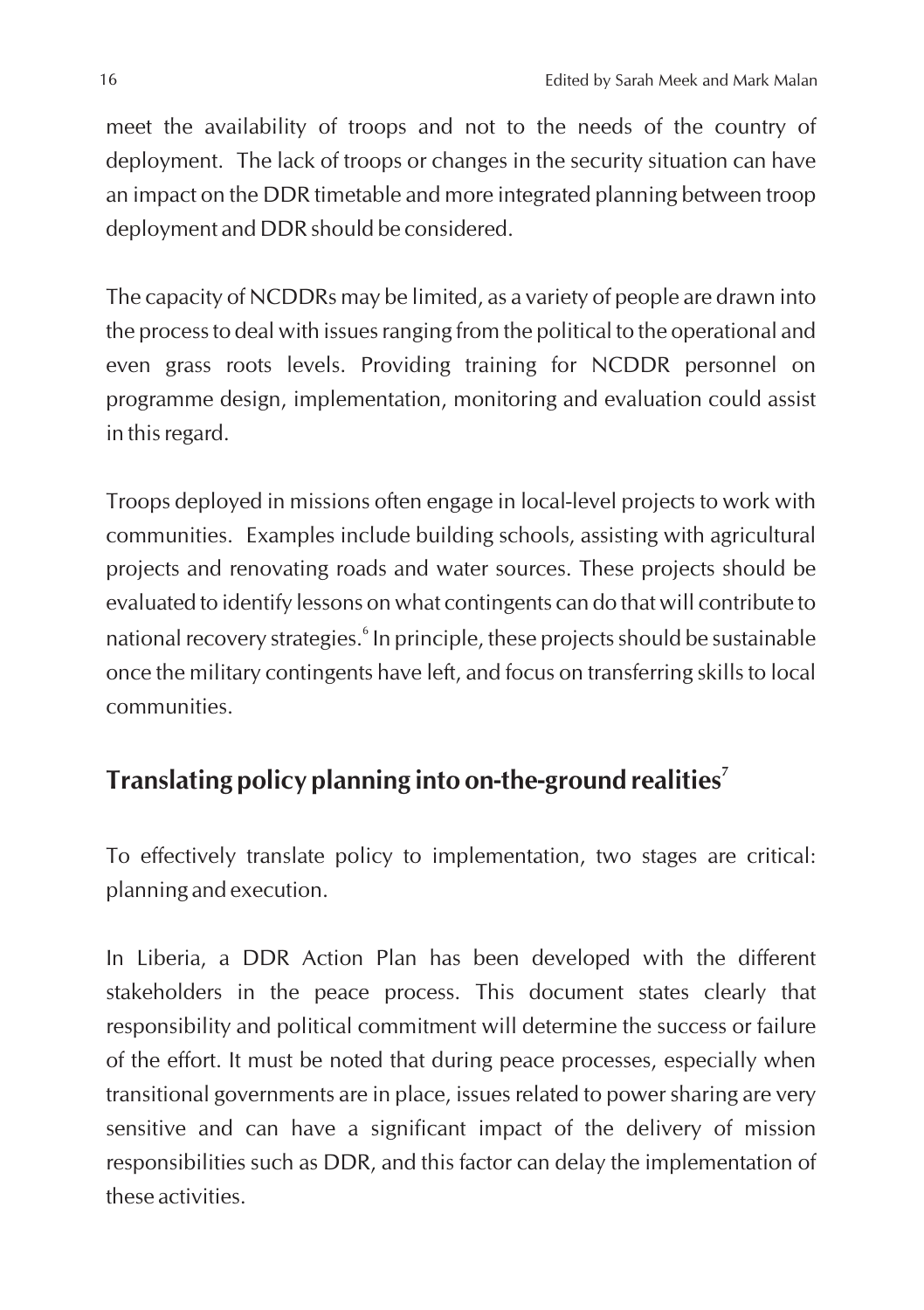meet the availability of troops and not to the needs of the country of deployment. The lack of troops or changes in the security situation can have an impact on the DDR timetable and more integrated planning between troop deployment and DDR should be considered.

The capacity of NCDDRs may be limited, as a variety of people are drawn into the process to deal with issues ranging from the political to the operational and even grass roots levels. Providing training for NCDDR personnel on programme design, implementation, monitoring and evaluation could assist in this regard.

Troops deployed in missions often engage in local-level projects to work with communities. Examples include building schools, assisting with agricultural projects and renovating roads and water sources. These projects should be evaluated to identify lessons on what contingents can do that will contribute to national recovery strategies.[6] In principle, these projects should be sustainable once the military contingents have left, and focus on transferring skills to local communities.

## Translating policy planning into on-the-ground realities[7]

To effectively translate policy to implementation, two stages are critical: planning and execution.

In Liberia, a DDR Action Plan has been developed with the different stakeholders in the peace process. This document states clearly that responsibility and political commitment will determine the success or failure of the effort. It must be noted that during peace processes, especially when transitional governments are in place, issues related to power sharing are very sensitive and can have a significant impact of the delivery of mission responsibilities such as DDR, and this factor can delay the implementation of these activities.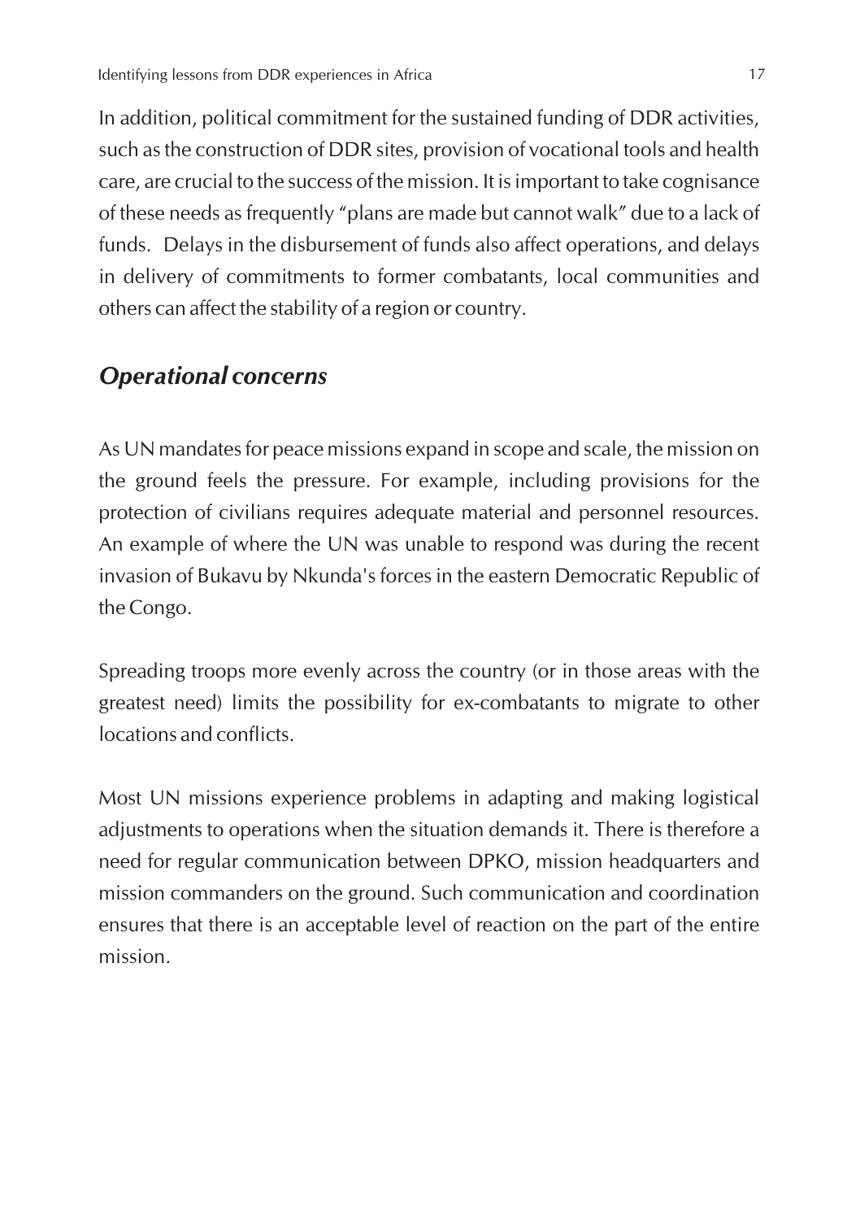In addition, political commitment for the sustained funding of DDR activities, such as the construction of DDR sites, provision of vocational tools and health care, are crucial to the success of the mission. It is important to take cognisance of these needs as frequently "plans are made but cannot walk" due to a lack of funds. Delays in the disbursement of funds also affect operations, and delays in delivery of commitments to former combatants, local communities and others can affect the stability of a region or country.

## *Operational concerns*

As UN mandates for peace missions expand in scope and scale, the mission on the ground feels the pressure. For example, including provisions for the protection of civilians requires adequate material and personnel resources. An example of where the UN was unable to respond was during the recent invasion of Bukavu by Nkunda's forces in the eastern Democratic Republic of the Congo.

Spreading troops more evenly across the country (or in those areas with the greatest need) limits the possibility for ex-combatants to migrate to other locations and conflicts.

Most UN missions experience problems in adapting and making logistical adjustments to operations when the situation demands it. There is therefore a need for regular communication between DPKO, mission headquarters and mission commanders on the ground. Such communication and coordination ensures that there is an acceptable level of reaction on the part of the entire mission.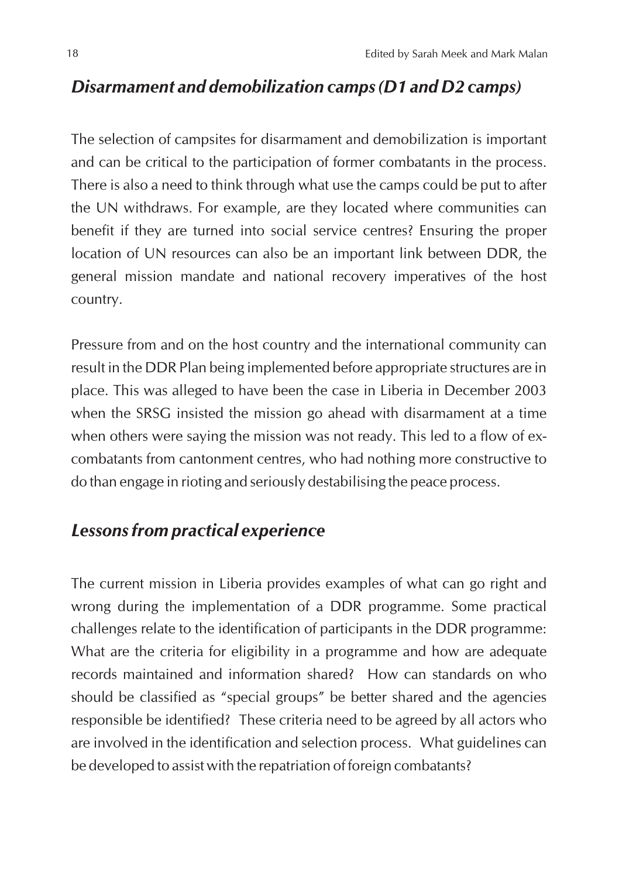## *Disarmament and demobilization camps (D1 and D2 camps)*

The selection of campsites for disarmament and demobilization is important and can be critical to the participation of former combatants in the process. There is also a need to think through what use the camps could be put to after the UN withdraws. For example, are they located where communities can benefit if they are turned into social service centres? Ensuring the proper location of UN resources can also be an important link between DDR, the general mission mandate and national recovery imperatives of the host country.

Pressure from and on the host country and the international community can result in the DDR Plan being implemented before appropriate structures are in place. This was alleged to have been the case in Liberia in December 2003 when the SRSG insisted the mission go ahead with disarmament at a time when others were saying the mission was not ready. This led to a flow of ex-combatants from cantonment centres, who had nothing more constructive to do than engage in rioting and seriously destabilising the peace process.

## *Lessons from practical experience*

The current mission in Liberia provides examples of what can go right and wrong during the implementation of a DDR programme. Some practical challenges relate to the identification of participants in the DDR programme: What are the criteria for eligibility in a programme and how are adequate records maintained and information shared? How can standards on who should be classified as "special groups" be better shared and the agencies responsible be identified? These criteria need to be agreed by all actors who are involved in the identification and selection process. What guidelines can be developed to assist with the repatriation of foreign combatants?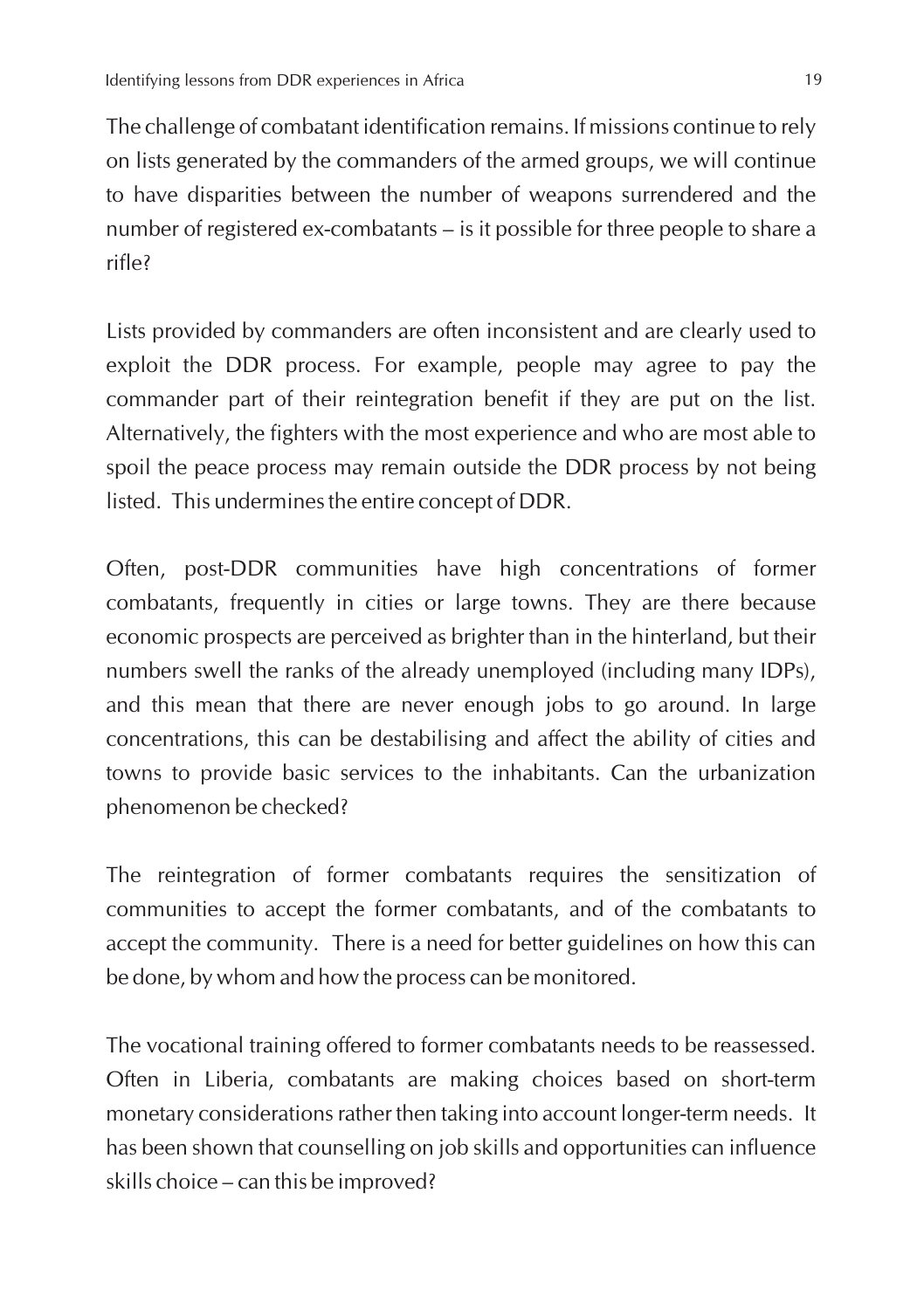The challenge of combatant identification remains. If missions continue to rely on lists generated by the commanders of the armed groups, we will continue to have disparities between the number of weapons surrendered and the number of registered ex-combatants – is it possible for three people to share a rifle?

Lists provided by commanders are often inconsistent and are clearly used to exploit the DDR process. For example, people may agree to pay the commander part of their reintegration benefit if they are put on the list. Alternatively, the fighters with the most experience and who are most able to spoil the peace process may remain outside the DDR process by not being listed. This undermines the entire concept of DDR.

Often, post-DDR communities have high concentrations of former combatants, frequently in cities or large towns. They are there because economic prospects are perceived as brighter than in the hinterland, but their numbers swell the ranks of the already unemployed (including many IDPs), and this mean that there are never enough jobs to go around. In large concentrations, this can be destabilising and affect the ability of cities and towns to provide basic services to the inhabitants. Can the urbanization phenomenon be checked?

The reintegration of former combatants requires the sensitization of communities to accept the former combatants, and of the combatants to accept the community. There is a need for better guidelines on how this can be done, by whom and how the process can be monitored.

The vocational training offered to former combatants needs to be reassessed. Often in Liberia, combatants are making choices based on short-term monetary considerations rather then taking into account longer-term needs. It has been shown that counselling on job skills and opportunities can influence skills choice – can this be improved?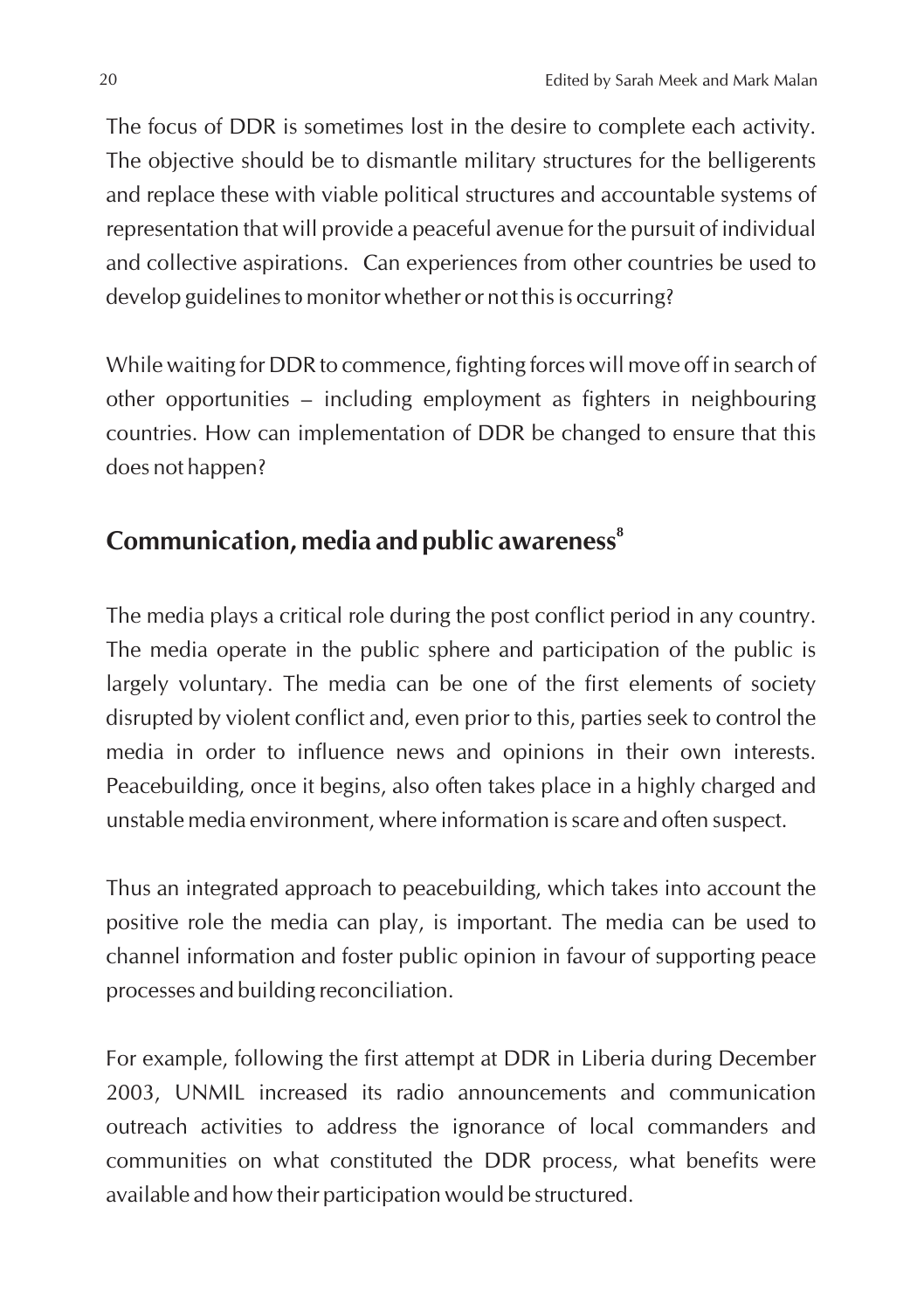The focus of DDR is sometimes lost in the desire to complete each activity. The objective should be to dismantle military structures for the belligerents and replace these with viable political structures and accountable systems of representation that will provide a peaceful avenue for the pursuit of individual and collective aspirations.  Can experiences from other countries be used to develop guidelines to monitor whether or not this is occurring?

While waiting for DDR to commence, fighting forces will move off in search of other opportunities – including employment as fighters in neighbouring countries. How can implementation of DDR be changed to ensure that this does not happen?

## Communication, media and public awareness[8]

The media plays a critical role during the post conflict period in any country. The media operate in the public sphere and participation of the public is largely voluntary. The media can be one of the first elements of society disrupted by violent conflict and, even prior to this, parties seek to control the media in order to influence news and opinions in their own interests. Peacebuilding, once it begins, also often takes place in a highly charged and unstable media environment, where information is scare and often suspect.

Thus an integrated approach to peacebuilding, which takes into account the positive role the media can play, is important. The media can be used to channel information and foster public opinion in favour of supporting peace processes and building reconciliation.

For example, following the first attempt at DDR in Liberia during December 2003, UNMIL increased its radio announcements and communication outreach activities to address the ignorance of local commanders and communities on what constituted the DDR process, what benefits were available and how their participation would be structured.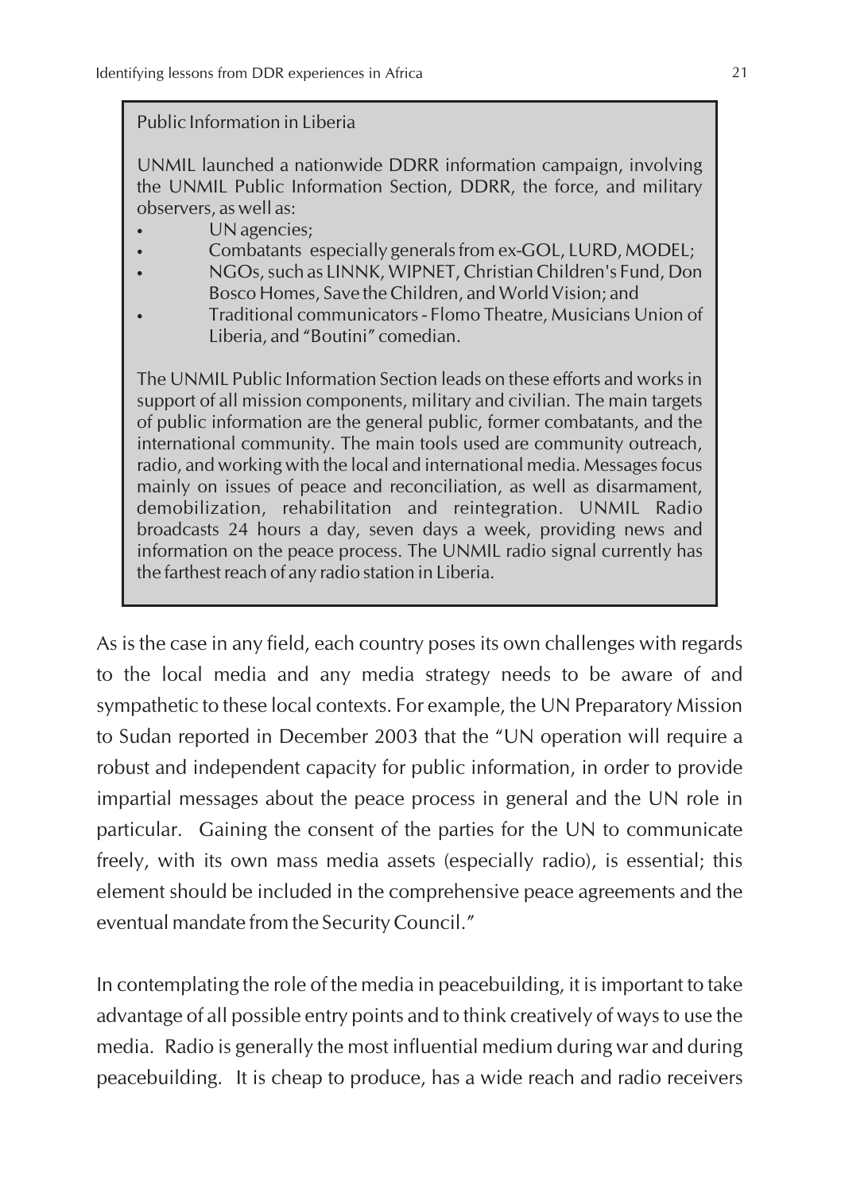**Public Information in Liberia**

UNMIL launched a nationwide DDRR information campaign, involving the UNMIL Public Information Section, DDRR, the force, and military observers, as well as:

- UN agencies;
- Combatants especially generals from ex-GOL, LURD, MODEL;
- NGOs, such as LINNK, WIPNET, Christian Children's Fund, Don Bosco Homes, Save the Children, and World Vision; and
- Traditional communicators - Flomo Theatre, Musicians Union of Liberia, and "Boutini" comedian.

The UNMIL Public Information Section leads on these efforts and works in support of all mission components, military and civilian. The main targets of public information are the general public, former combatants, and the international community. The main tools used are community outreach, radio, and working with the local and international media. Messages focus mainly on issues of peace and reconciliation, as well as disarmament, demobilization, rehabilitation and reintegration. UNMIL Radio broadcasts 24 hours a day, seven days a week, providing news and information on the peace process. The UNMIL radio signal currently has the farthest reach of any radio station in Liberia.

As is the case in any field, each country poses its own challenges with regards to the local media and any media strategy needs to be aware of and sympathetic to these local contexts. For example, the UN Preparatory Mission to Sudan reported in December 2003 that the "UN operation will require a robust and independent capacity for public information, in order to provide impartial messages about the peace process in general and the UN role in particular. Gaining the consent of the parties for the UN to communicate freely, with its own mass media assets (especially radio), is essential; this element should be included in the comprehensive peace agreements and the eventual mandate from the Security Council."

In contemplating the role of the media in peacebuilding, it is important to take advantage of all possible entry points and to think creatively of ways to use the media. Radio is generally the most influential medium during war and during peacebuilding. It is cheap to produce, has a wide reach and radio receivers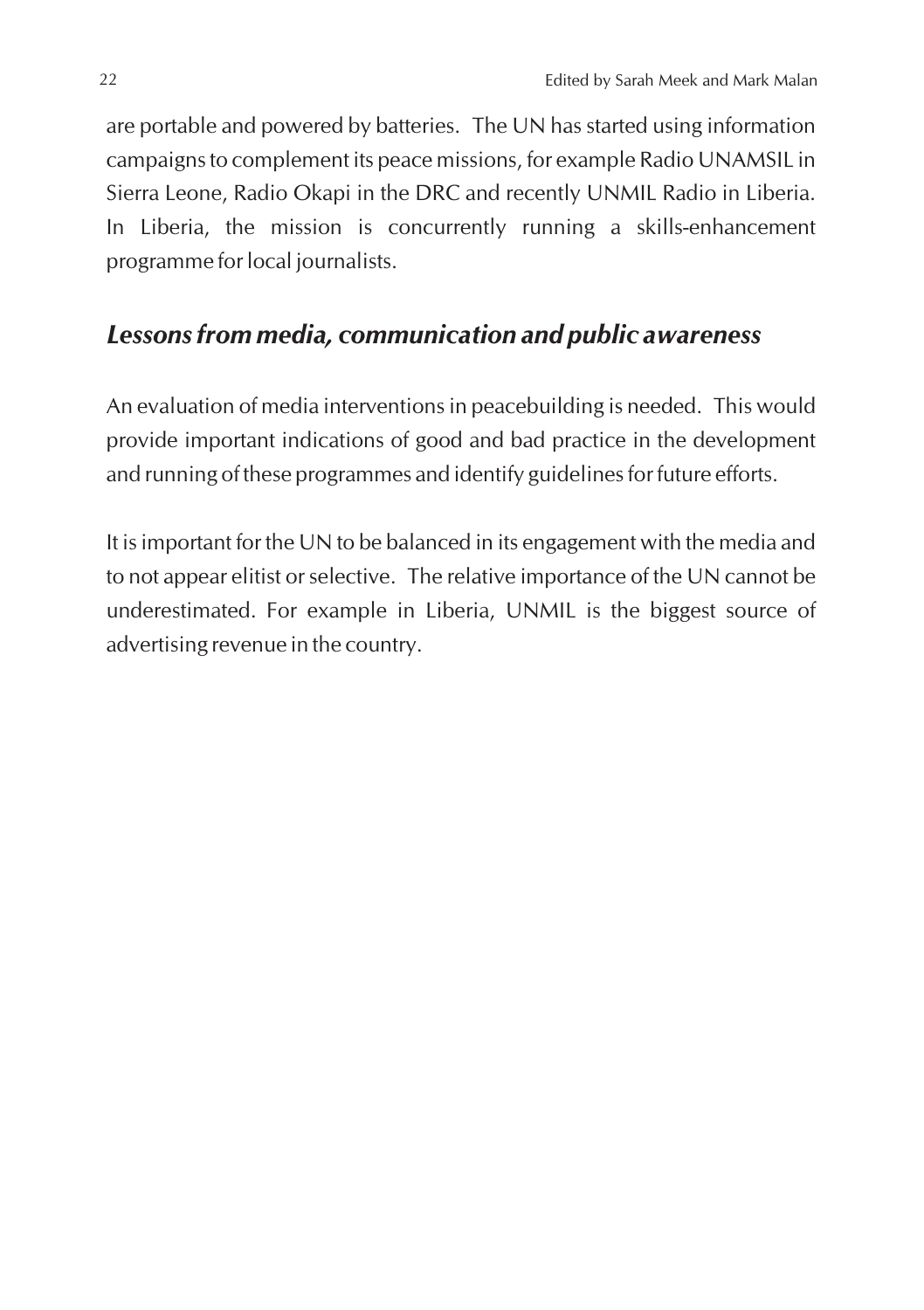are portable and powered by batteries. The UN has started using information campaigns to complement its peace missions, for example Radio UNAMSIL in Sierra Leone, Radio Okapi in the DRC and recently UNMIL Radio in Liberia. In Liberia, the mission is concurrently running a skills-enhancement programme for local journalists.

### *Lessons from media, communication and public awareness*

An evaluation of media interventions in peacebuilding is needed. This would provide important indications of good and bad practice in the development and running of these programmes and identify guidelines for future efforts.

It is important for the UN to be balanced in its engagement with the media and to not appear elitist or selective. The relative importance of the UN cannot be underestimated. For example in Liberia, UNMIL is the biggest source of advertising revenue in the country.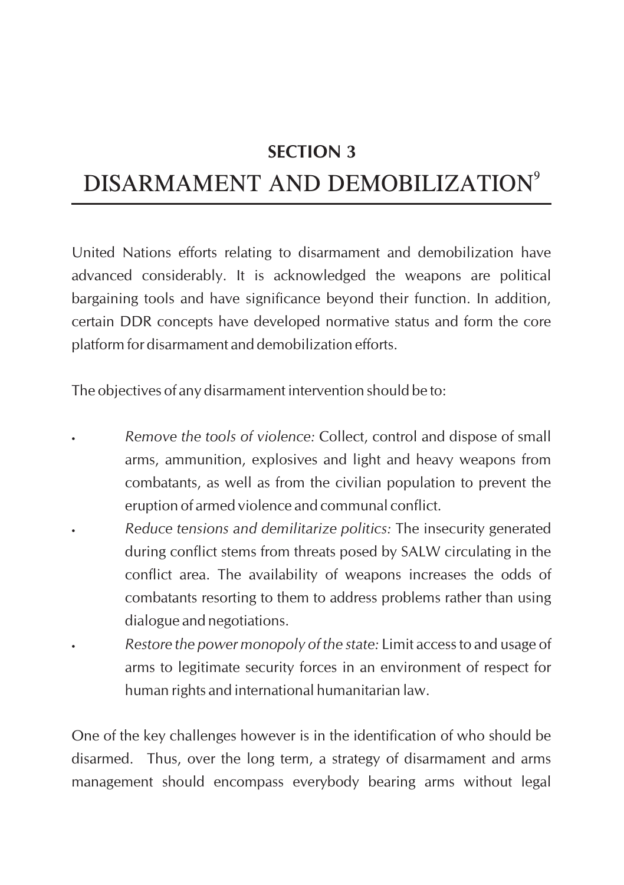**SECTION 3**

# DISARMAMENT AND DEMOBILIZATION[9]

United Nations efforts relating to disarmament and demobilization have advanced considerably. It is acknowledged the weapons are political bargaining tools and have significance beyond their function. In addition, certain DDR concepts have developed normative status and form the core platform for disarmament and demobilization efforts.

The objectives of any disarmament intervention should be to:

- *Remove the tools of violence:* Collect, control and dispose of small arms, ammunition, explosives and light and heavy weapons from combatants, as well as from the civilian population to prevent the eruption of armed violence and communal conflict.
- *Reduce tensions and demilitarize politics:* The insecurity generated during conflict stems from threats posed by SALW circulating in the conflict area. The availability of weapons increases the odds of combatants resorting to them to address problems rather than using dialogue and negotiations.
- *Restore the power monopoly of the state:* Limit access to and usage of arms to legitimate security forces in an environment of respect for human rights and international humanitarian law.

One of the key challenges however is in the identification of who should be disarmed. Thus, over the long term, a strategy of disarmament and arms management should encompass everybody bearing arms without legal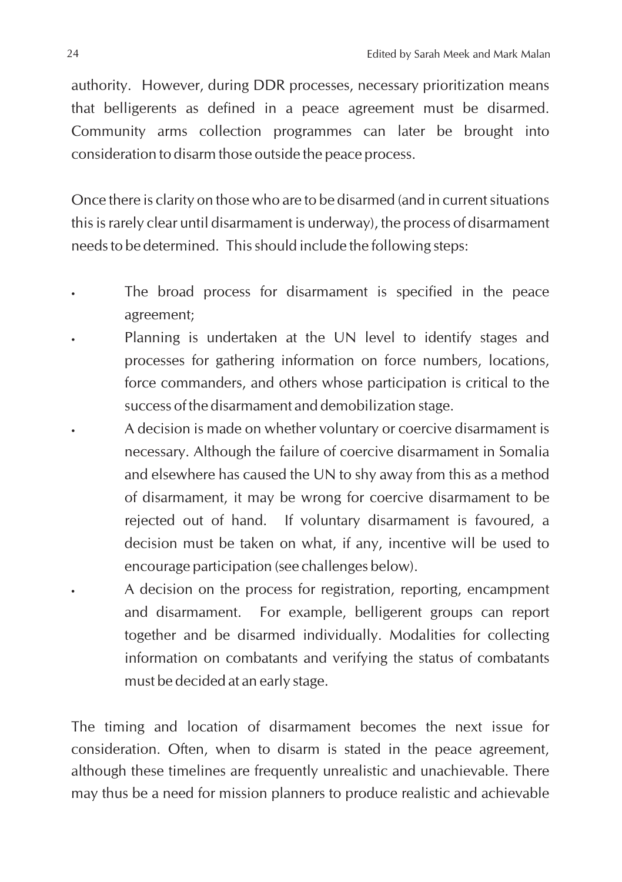authority. However, during DDR processes, necessary prioritization means that belligerents as defined in a peace agreement must be disarmed. Community arms collection programmes can later be brought into consideration to disarm those outside the peace process.

Once there is clarity on those who are to be disarmed (and in current situations this is rarely clear until disarmament is underway), the process of disarmament needs to be determined. This should include the following steps:

- The broad process for disarmament is specified in the peace agreement;
- Planning is undertaken at the UN level to identify stages and processes for gathering information on force numbers, locations, force commanders, and others whose participation is critical to the success of the disarmament and demobilization stage.
- A decision is made on whether voluntary or coercive disarmament is necessary. Although the failure of coercive disarmament in Somalia and elsewhere has caused the UN to shy away from this as a method of disarmament, it may be wrong for coercive disarmament to be rejected out of hand. If voluntary disarmament is favoured, a decision must be taken on what, if any, incentive will be used to encourage participation (see challenges below).
- A decision on the process for registration, reporting, encampment and disarmament. For example, belligerent groups can report together and be disarmed individually. Modalities for collecting information on combatants and verifying the status of combatants must be decided at an early stage.

The timing and location of disarmament becomes the next issue for consideration. Often, when to disarm is stated in the peace agreement, although these timelines are frequently unrealistic and unachievable. There may thus be a need for mission planners to produce realistic and achievable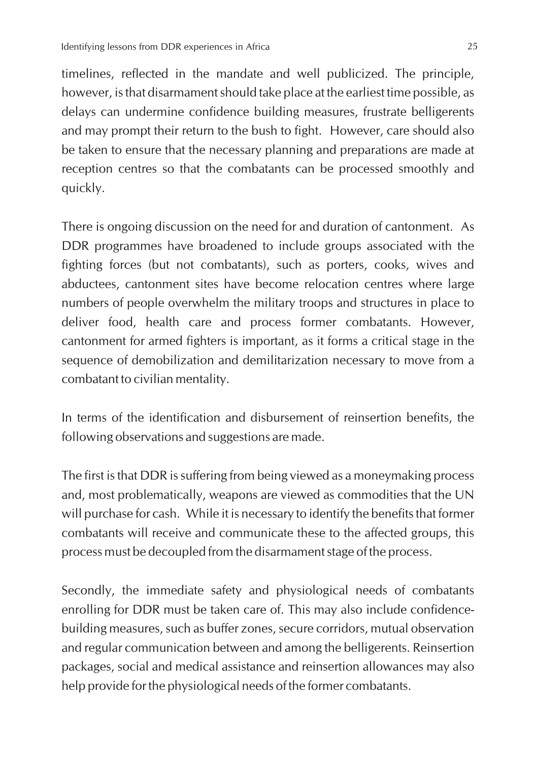timelines, reflected in the mandate and well publicized. The principle, however, is that disarmament should take place at the earliest time possible, as delays can undermine confidence building measures, frustrate belligerents and may prompt their return to the bush to fight. However, care should also be taken to ensure that the necessary planning and preparations are made at reception centres so that the combatants can be processed smoothly and quickly.

There is ongoing discussion on the need for and duration of cantonment. As DDR programmes have broadened to include groups associated with the fighting forces (but not combatants), such as porters, cooks, wives and abductees, cantonment sites have become relocation centres where large numbers of people overwhelm the military troops and structures in place to deliver food, health care and process former combatants. However, cantonment for armed fighters is important, as it forms a critical stage in the sequence of demobilization and demilitarization necessary to move from a combatant to civilian mentality.

In terms of the identification and disbursement of reinsertion benefits, the following observations and suggestions are made.

The first is that DDR is suffering from being viewed as a moneymaking process and, most problematically, weapons are viewed as commodities that the UN will purchase for cash. While it is necessary to identify the benefits that former combatants will receive and communicate these to the affected groups, this process must be decoupled from the disarmament stage of the process.

Secondly, the immediate safety and physiological needs of combatants enrolling for DDR must be taken care of. This may also include confidence-building measures, such as buffer zones, secure corridors, mutual observation and regular communication between and among the belligerents. Reinsertion packages, social and medical assistance and reinsertion allowances may also help provide for the physiological needs of the former combatants.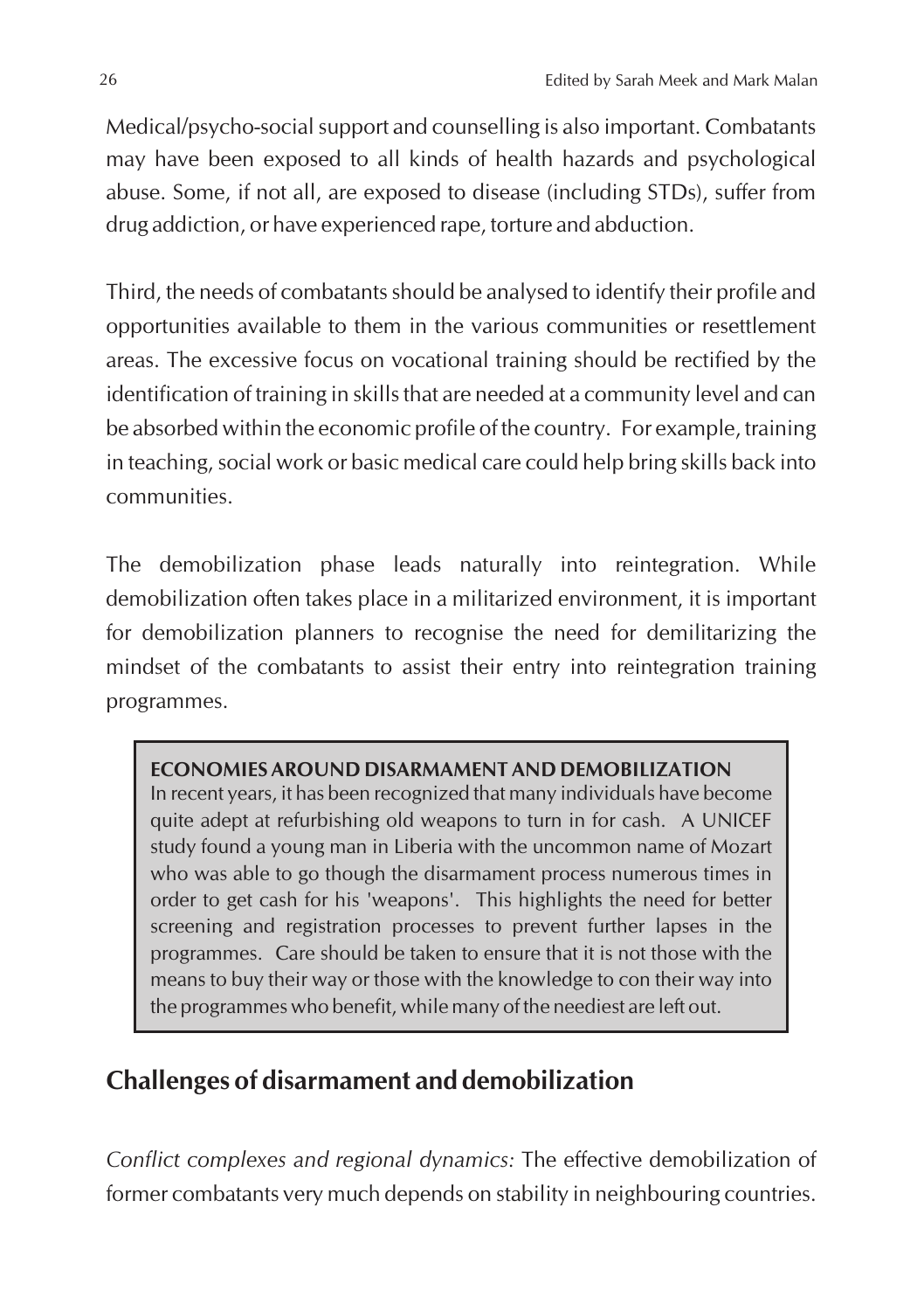Medical/psycho-social support and counselling is also important. Combatants may have been exposed to all kinds of health hazards and psychological abuse. Some, if not all, are exposed to disease (including STDs), suffer from drug addiction, or have experienced rape, torture and abduction.

Third, the needs of combatants should be analysed to identify their profile and opportunities available to them in the various communities or resettlement areas. The excessive focus on vocational training should be rectified by the identification of training in skills that are needed at a community level and can be absorbed within the economic profile of the country. For example, training in teaching, social work or basic medical care could help bring skills back into communities.

The demobilization phase leads naturally into reintegration. While demobilization often takes place in a militarized environment, it is important for demobilization planners to recognise the need for demilitarizing the mindset of the combatants to assist their entry into reintegration training programmes.

**ECONOMIES AROUND DISARMAMENT AND DEMOBILIZATION**

In recent years, it has been recognized that many individuals have become quite adept at refurbishing old weapons to turn in for cash. A UNICEF study found a young man in Liberia with the uncommon name of Mozart who was able to go though the disarmament process numerous times in order to get cash for his 'weapons'. This highlights the need for better screening and registration processes to prevent further lapses in the programmes. Care should be taken to ensure that it is not those with the means to buy their way or those with the knowledge to con their way into the programmes who benefit, while many of the neediest are left out.

## Challenges of disarmament and demobilization

*Conflict complexes and regional dynamics:* The effective demobilization of former combatants very much depends on stability in neighbouring countries.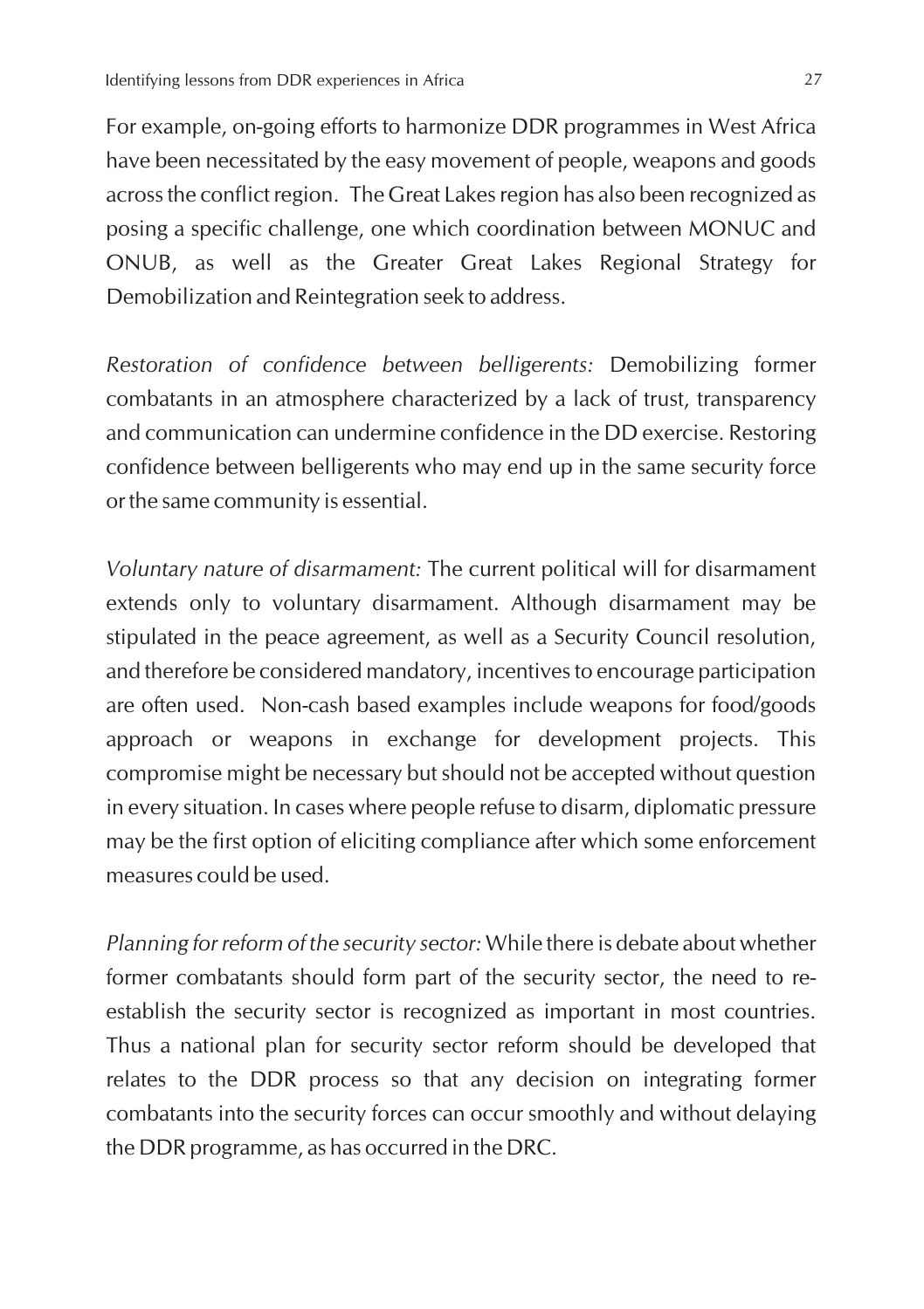For example, on-going efforts to harmonize DDR programmes in West Africa have been necessitated by the easy movement of people, weapons and goods across the conflict region. The Great Lakes region has also been recognized as posing a specific challenge, one which coordination between MONUC and ONUB, as well as the Greater Great Lakes Regional Strategy for Demobilization and Reintegration seek to address.

*Restoration of confidence between belligerents:* Demobilizing former combatants in an atmosphere characterized by a lack of trust, transparency and communication can undermine confidence in the DD exercise. Restoring confidence between belligerents who may end up in the same security force or the same community is essential.

*Voluntary nature of disarmament:* The current political will for disarmament extends only to voluntary disarmament. Although disarmament may be stipulated in the peace agreement, as well as a Security Council resolution, and therefore be considered mandatory, incentives to encourage participation are often used. Non-cash based examples include weapons for food/goods approach or weapons in exchange for development projects. This compromise might be necessary but should not be accepted without question in every situation. In cases where people refuse to disarm, diplomatic pressure may be the first option of eliciting compliance after which some enforcement measures could be used.

*Planning for reform of the security sector:* While there is debate about whether former combatants should form part of the security sector, the need to re-establish the security sector is recognized as important in most countries. Thus a national plan for security sector reform should be developed that relates to the DDR process so that any decision on integrating former combatants into the security forces can occur smoothly and without delaying the DDR programme, as has occurred in the DRC.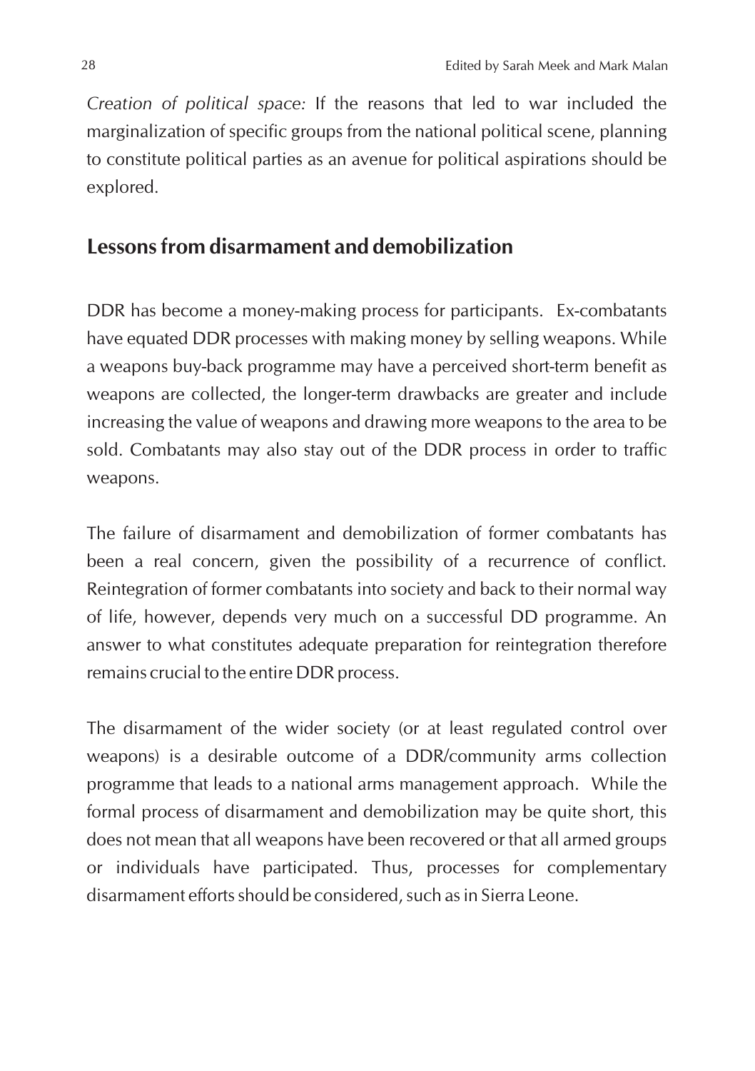*Creation of political space:* If the reasons that led to war included the marginalization of specific groups from the national political scene, planning to constitute political parties as an avenue for political aspirations should be explored.

## Lessons from disarmament and demobilization

DDR has become a money-making process for participants. Ex-combatants have equated DDR processes with making money by selling weapons. While a weapons buy-back programme may have a perceived short-term benefit as weapons are collected, the longer-term drawbacks are greater and include increasing the value of weapons and drawing more weapons to the area to be sold. Combatants may also stay out of the DDR process in order to traffic weapons.

The failure of disarmament and demobilization of former combatants has been a real concern, given the possibility of a recurrence of conflict. Reintegration of former combatants into society and back to their normal way of life, however, depends very much on a successful DD programme. An answer to what constitutes adequate preparation for reintegration therefore remains crucial to the entire DDR process.

The disarmament of the wider society (or at least regulated control over weapons) is a desirable outcome of a DDR/community arms collection programme that leads to a national arms management approach. While the formal process of disarmament and demobilization may be quite short, this does not mean that all weapons have been recovered or that all armed groups or individuals have participated. Thus, processes for complementary disarmament efforts should be considered, such as in Sierra Leone.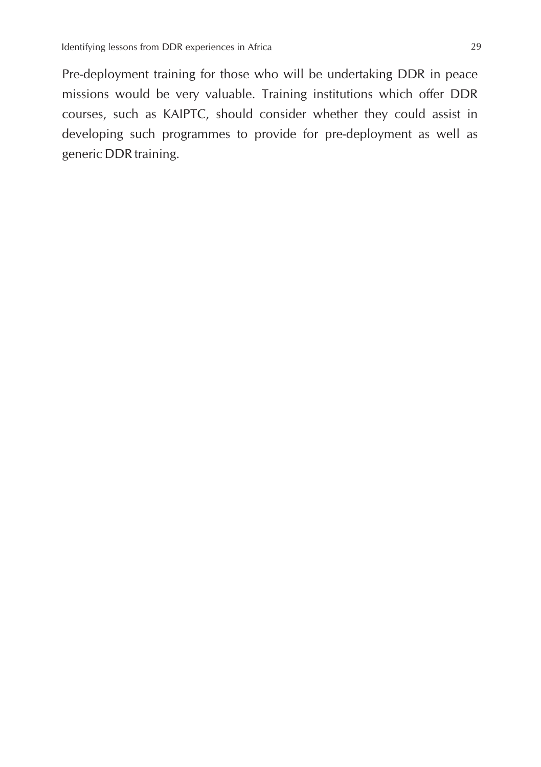Pre-deployment training for those who will be undertaking DDR in peace missions would be very valuable. Training institutions which offer DDR courses, such as KAIPTC, should consider whether they could assist in developing such programmes to provide for pre-deployment as well as generic DDR training.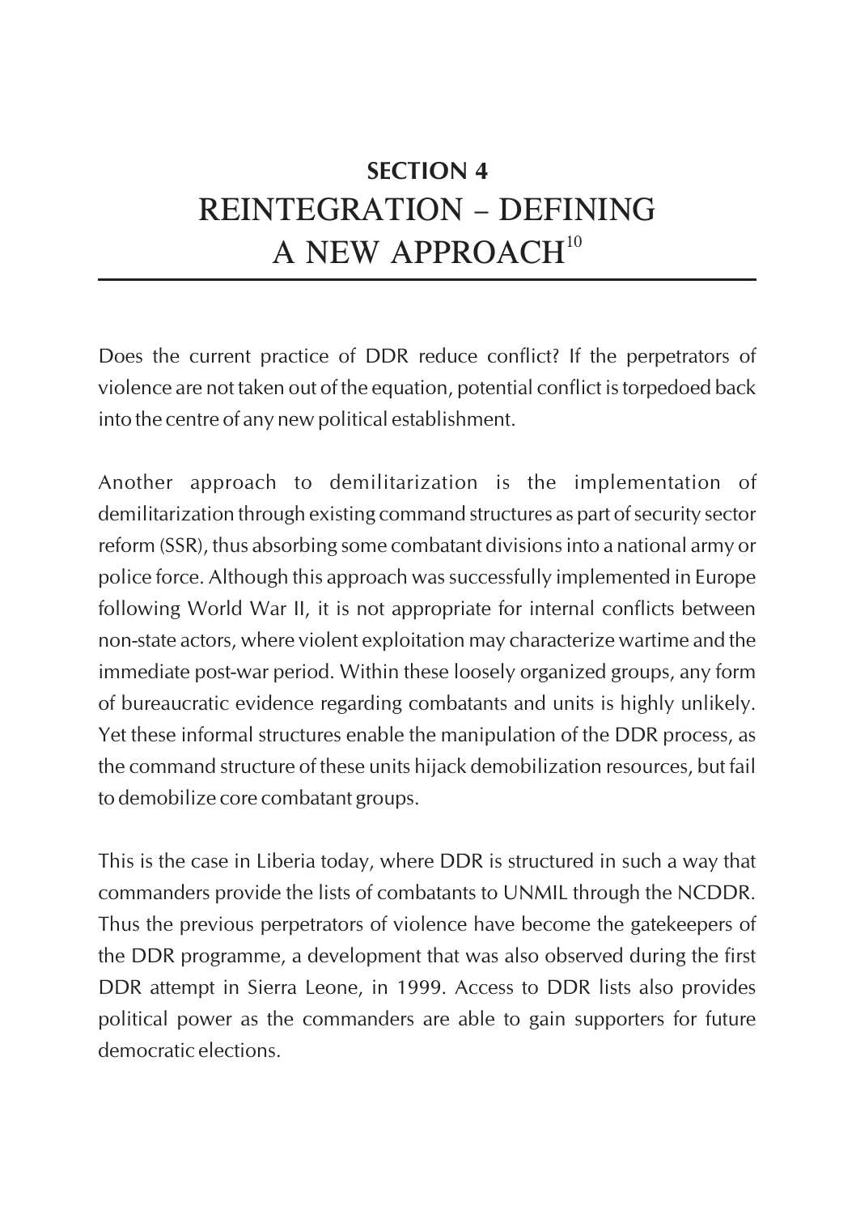# SECTION 4
# REINTEGRATION – DEFINING A NEW APPROACH[10]

Does the current practice of DDR reduce conflict? If the perpetrators of violence are not taken out of the equation, potential conflict is torpedoed back into the centre of any new political establishment.

Another approach to demilitarization is the implementation of demilitarization through existing command structures as part of security sector reform (SSR), thus absorbing some combatant divisions into a national army or police force. Although this approach was successfully implemented in Europe following World War II, it is not appropriate for internal conflicts between non-state actors, where violent exploitation may characterize wartime and the immediate post-war period. Within these loosely organized groups, any form of bureaucratic evidence regarding combatants and units is highly unlikely. Yet these informal structures enable the manipulation of the DDR process, as the command structure of these units hijack demobilization resources, but fail to demobilize core combatant groups.

This is the case in Liberia today, where DDR is structured in such a way that commanders provide the lists of combatants to UNMIL through the NCDDR. Thus the previous perpetrators of violence have become the gatekeepers of the DDR programme, a development that was also observed during the first DDR attempt in Sierra Leone, in 1999. Access to DDR lists also provides political power as the commanders are able to gain supporters for future democratic elections.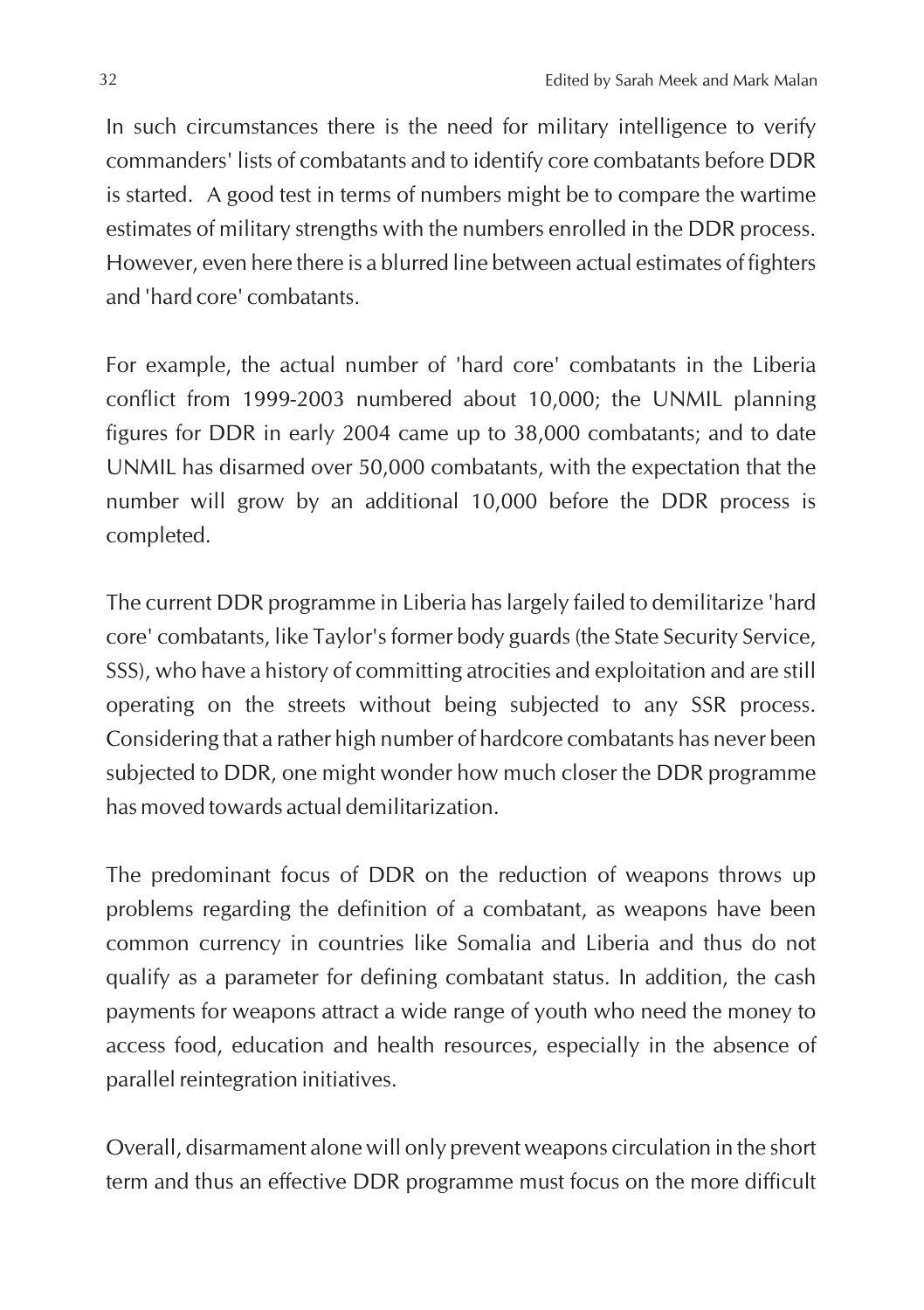In such circumstances there is the need for military intelligence to verify commanders' lists of combatants and to identify core combatants before DDR is started. A good test in terms of numbers might be to compare the wartime estimates of military strengths with the numbers enrolled in the DDR process. However, even here there is a blurred line between actual estimates of fighters and 'hard core' combatants.

For example, the actual number of 'hard core' combatants in the Liberia conflict from 1999-2003 numbered about 10,000; the UNMIL planning figures for DDR in early 2004 came up to 38,000 combatants; and to date UNMIL has disarmed over 50,000 combatants, with the expectation that the number will grow by an additional 10,000 before the DDR process is completed.

The current DDR programme in Liberia has largely failed to demilitarize 'hard core' combatants, like Taylor's former body guards (the State Security Service, SSS), who have a history of committing atrocities and exploitation and are still operating on the streets without being subjected to any SSR process. Considering that a rather high number of hardcore combatants has never been subjected to DDR, one might wonder how much closer the DDR programme has moved towards actual demilitarization.

The predominant focus of DDR on the reduction of weapons throws up problems regarding the definition of a combatant, as weapons have been common currency in countries like Somalia and Liberia and thus do not qualify as a parameter for defining combatant status. In addition, the cash payments for weapons attract a wide range of youth who need the money to access food, education and health resources, especially in the absence of parallel reintegration initiatives.

Overall, disarmament alone will only prevent weapons circulation in the short term and thus an effective DDR programme must focus on the more difficult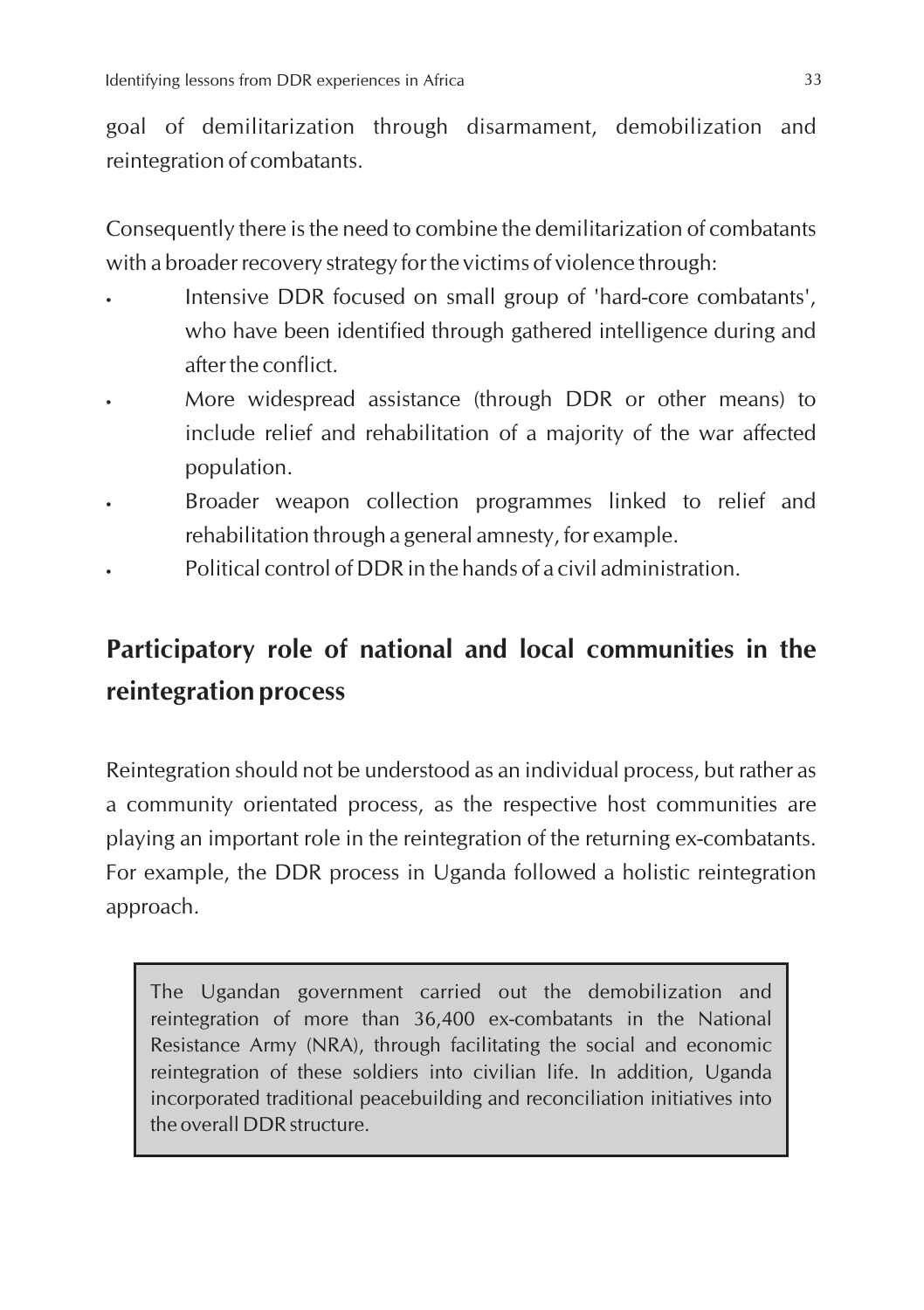goal of demilitarization through disarmament, demobilization and reintegration of combatants.

Consequently there is the need to combine the demilitarization of combatants with a broader recovery strategy for the victims of violence through:

- Intensive DDR focused on small group of 'hard-core combatants', who have been identified through gathered intelligence during and after the conflict.
- More widespread assistance (through DDR or other means) to include relief and rehabilitation of a majority of the war affected population.
- Broader weapon collection programmes linked to relief and rehabilitation through a general amnesty, for example.
- Political control of DDR in the hands of a civil administration.

## Participatory role of national and local communities in the reintegration process

Reintegration should not be understood as an individual process, but rather as a community orientated process, as the respective host communities are playing an important role in the reintegration of the returning ex-combatants. For example, the DDR process in Uganda followed a holistic reintegration approach.

> The Ugandan government carried out the demobilization and reintegration of more than 36,400 ex-combatants in the National Resistance Army (NRA), through facilitating the social and economic reintegration of these soldiers into civilian life. In addition, Uganda incorporated traditional peacebuilding and reconciliation initiatives into the overall DDR structure.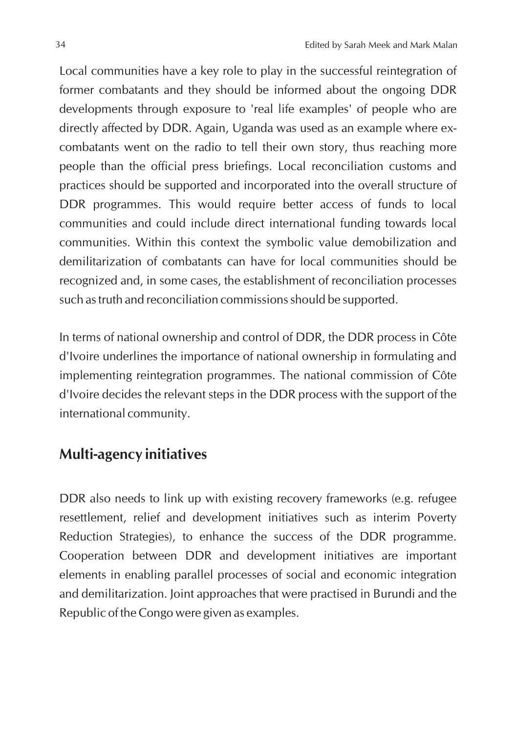Local communities have a key role to play in the successful reintegration of former combatants and they should be informed about the ongoing DDR developments through exposure to 'real life examples' of people who are directly affected by DDR. Again, Uganda was used as an example where ex-combatants went on the radio to tell their own story, thus reaching more people than the official press briefings. Local reconciliation customs and practices should be supported and incorporated into the overall structure of DDR programmes. This would require better access of funds to local communities and could include direct international funding towards local communities. Within this context the symbolic value demobilization and demilitarization of combatants can have for local communities should be recognized and, in some cases, the establishment of reconciliation processes such as truth and reconciliation commissions should be supported.

In terms of national ownership and control of DDR, the DDR process in Côte d'Ivoire underlines the importance of national ownership in formulating and implementing reintegration programmes. The national commission of Côte d'Ivoire decides the relevant steps in the DDR process with the support of the international community.

## Multi-agency initiatives

DDR also needs to link up with existing recovery frameworks (e.g. refugee resettlement, relief and development initiatives such as interim Poverty Reduction Strategies), to enhance the success of the DDR programme. Cooperation between DDR and development initiatives are important elements in enabling parallel processes of social and economic integration and demilitarization. Joint approaches that were practised in Burundi and the Republic of the Congo were given as examples.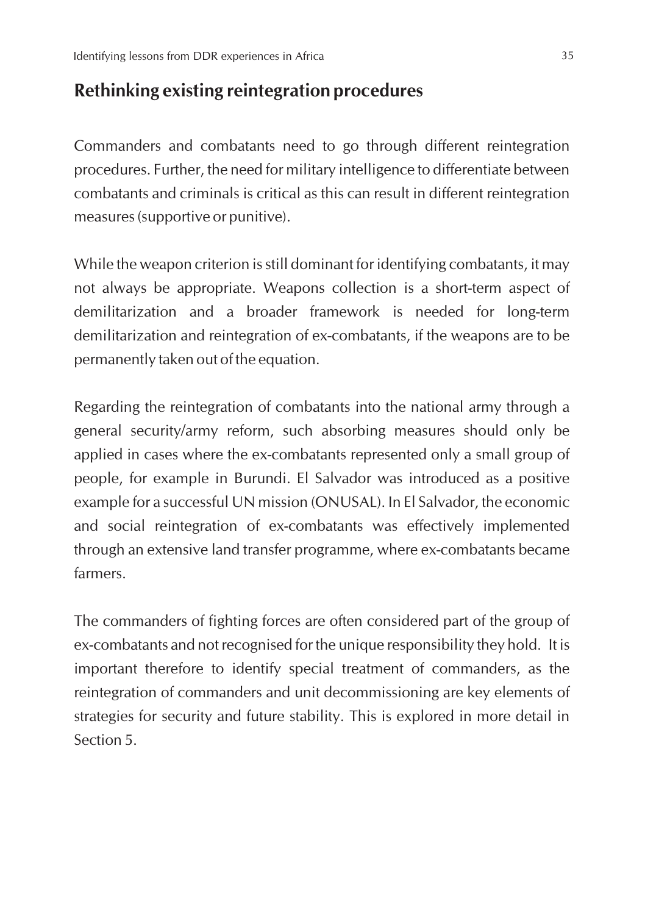## Rethinking existing reintegration procedures

Commanders and combatants need to go through different reintegration procedures. Further, the need for military intelligence to differentiate between combatants and criminals is critical as this can result in different reintegration measures (supportive or punitive).

While the weapon criterion is still dominant for identifying combatants, it may not always be appropriate. Weapons collection is a short-term aspect of demilitarization and a broader framework is needed for long-term demilitarization and reintegration of ex-combatants, if the weapons are to be permanently taken out of the equation.

Regarding the reintegration of combatants into the national army through a general security/army reform, such absorbing measures should only be applied in cases where the ex-combatants represented only a small group of people, for example in Burundi. El Salvador was introduced as a positive example for a successful UN mission (ONUSAL). In El Salvador, the economic and social reintegration of ex-combatants was effectively implemented through an extensive land transfer programme, where ex-combatants became farmers.

The commanders of fighting forces are often considered part of the group of ex-combatants and not recognised for the unique responsibility they hold. It is important therefore to identify special treatment of commanders, as the reintegration of commanders and unit decommissioning are key elements of strategies for security and future stability. This is explored in more detail in Section 5.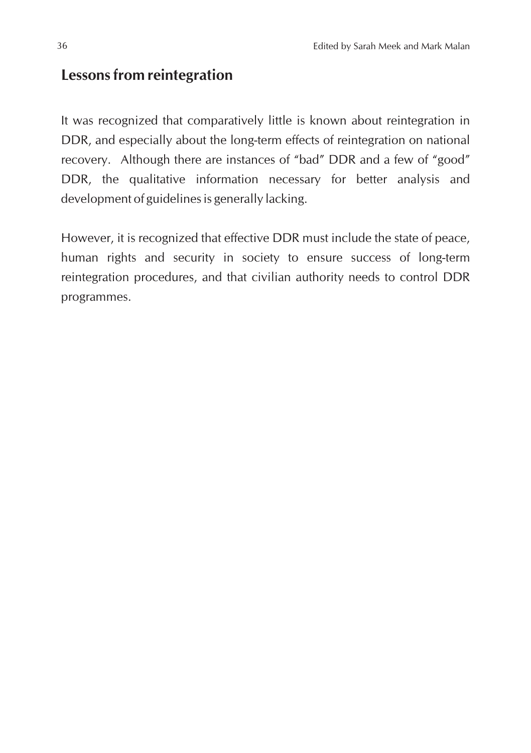## Lessons from reintegration

It was recognized that comparatively little is known about reintegration in DDR, and especially about the long-term effects of reintegration on national recovery. Although there are instances of "bad" DDR and a few of "good" DDR, the qualitative information necessary for better analysis and development of guidelines is generally lacking.

However, it is recognized that effective DDR must include the state of peace, human rights and security in society to ensure success of long-term reintegration procedures, and that civilian authority needs to control DDR programmes.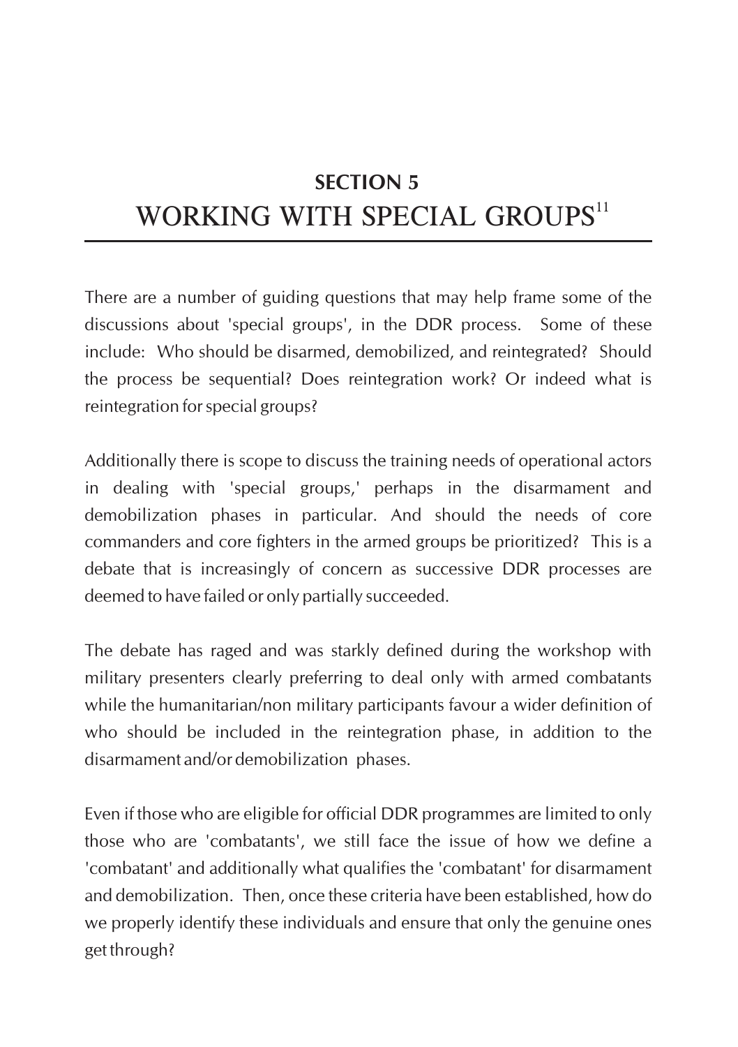## SECTION 5
# WORKING WITH SPECIAL GROUPS[11]

There are a number of guiding questions that may help frame some of the discussions about 'special groups', in the DDR process. Some of these include: Who should be disarmed, demobilized, and reintegrated? Should the process be sequential? Does reintegration work? Or indeed what is reintegration for special groups?

Additionally there is scope to discuss the training needs of operational actors in dealing with 'special groups,' perhaps in the disarmament and demobilization phases in particular. And should the needs of core commanders and core fighters in the armed groups be prioritized? This is a debate that is increasingly of concern as successive DDR processes are deemed to have failed or only partially succeeded.

The debate has raged and was starkly defined during the workshop with military presenters clearly preferring to deal only with armed combatants while the humanitarian/non military participants favour a wider definition of who should be included in the reintegration phase, in addition to the disarmament and/or demobilization phases.

Even if those who are eligible for official DDR programmes are limited to only those who are 'combatants', we still face the issue of how we define a 'combatant' and additionally what qualifies the 'combatant' for disarmament and demobilization. Then, once these criteria have been established, how do we properly identify these individuals and ensure that only the genuine ones get through?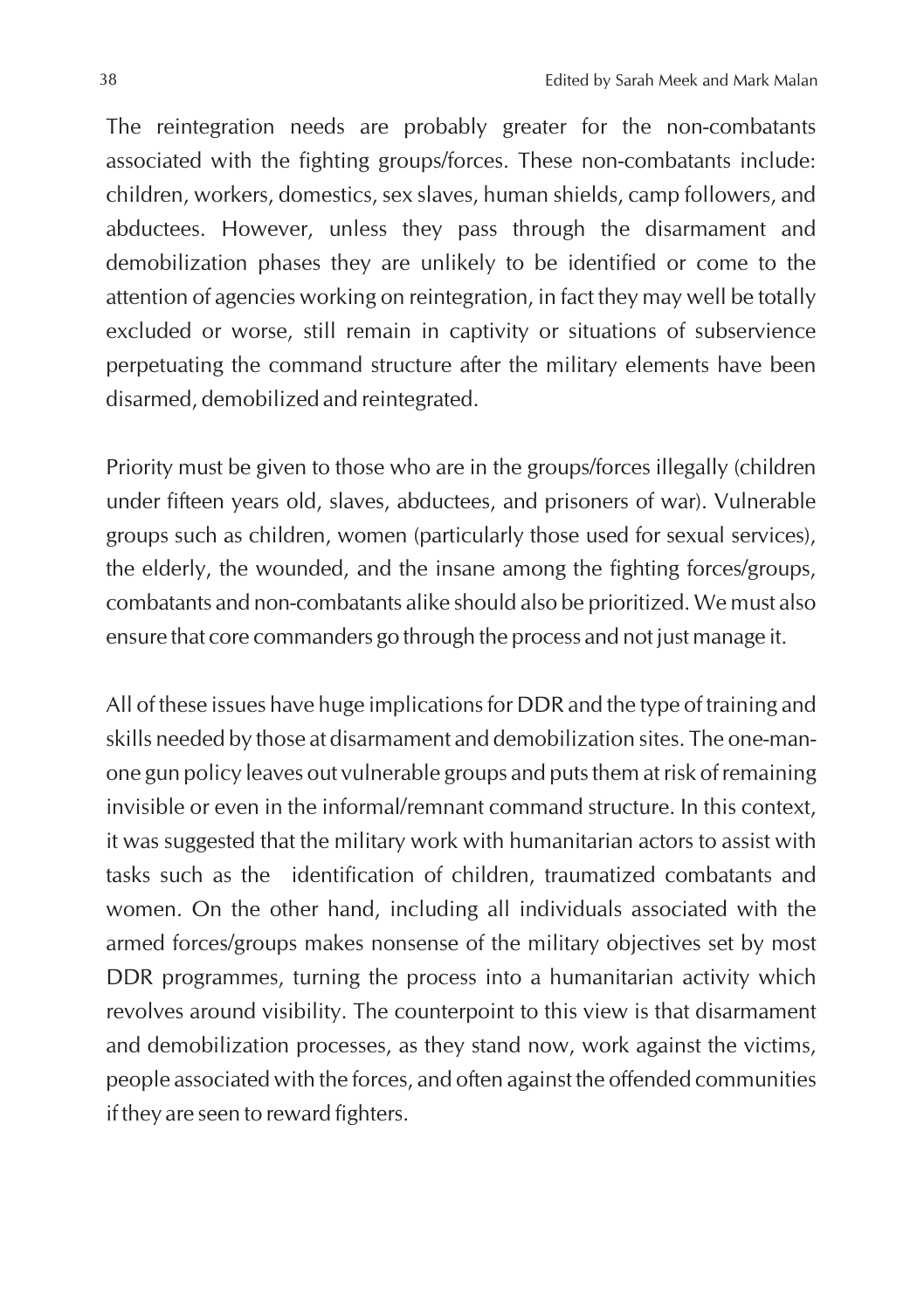The reintegration needs are probably greater for the non-combatants associated with the fighting groups/forces. These non-combatants include: children, workers, domestics, sex slaves, human shields, camp followers, and abductees. However, unless they pass through the disarmament and demobilization phases they are unlikely to be identified or come to the attention of agencies working on reintegration, in fact they may well be totally excluded or worse, still remain in captivity or situations of subservience perpetuating the command structure after the military elements have been disarmed, demobilized and reintegrated.

Priority must be given to those who are in the groups/forces illegally (children under fifteen years old, slaves, abductees, and prisoners of war). Vulnerable groups such as children, women (particularly those used for sexual services), the elderly, the wounded, and the insane among the fighting forces/groups, combatants and non-combatants alike should also be prioritized. We must also ensure that core commanders go through the process and not just manage it.

All of these issues have huge implications for DDR and the type of training and skills needed by those at disarmament and demobilization sites. The one-man-one gun policy leaves out vulnerable groups and puts them at risk of remaining invisible or even in the informal/remnant command structure. In this context, it was suggested that the military work with humanitarian actors to assist with tasks such as the identification of children, traumatized combatants and women. On the other hand, including all individuals associated with the armed forces/groups makes nonsense of the military objectives set by most DDR programmes, turning the process into a humanitarian activity which revolves around visibility. The counterpoint to this view is that disarmament and demobilization processes, as they stand now, work against the victims, people associated with the forces, and often against the offended communities if they are seen to reward fighters.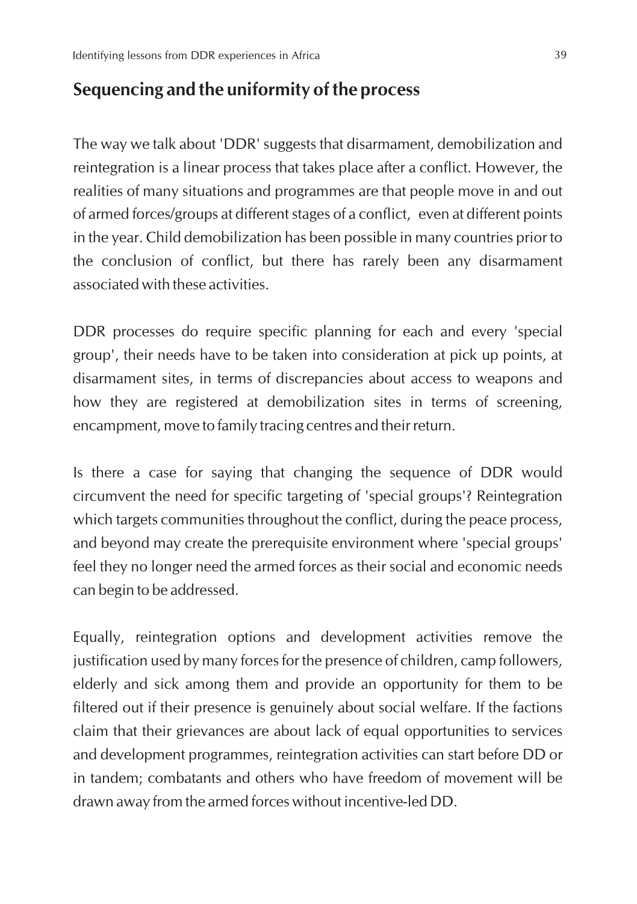## Sequencing and the uniformity of the process

The way we talk about 'DDR' suggests that disarmament, demobilization and reintegration is a linear process that takes place after a conflict. However, the realities of many situations and programmes are that people move in and out of armed forces/groups at different stages of a conflict, even at different points in the year. Child demobilization has been possible in many countries prior to the conclusion of conflict, but there has rarely been any disarmament associated with these activities.

DDR processes do require specific planning for each and every 'special group', their needs have to be taken into consideration at pick up points, at disarmament sites, in terms of discrepancies about access to weapons and how they are registered at demobilization sites in terms of screening, encampment, move to family tracing centres and their return.

Is there a case for saying that changing the sequence of DDR would circumvent the need for specific targeting of 'special groups'? Reintegration which targets communities throughout the conflict, during the peace process, and beyond may create the prerequisite environment where 'special groups' feel they no longer need the armed forces as their social and economic needs can begin to be addressed.

Equally, reintegration options and development activities remove the justification used by many forces for the presence of children, camp followers, elderly and sick among them and provide an opportunity for them to be filtered out if their presence is genuinely about social welfare. If the factions claim that their grievances are about lack of equal opportunities to services and development programmes, reintegration activities can start before DD or in tandem; combatants and others who have freedom of movement will be drawn away from the armed forces without incentive-led DD.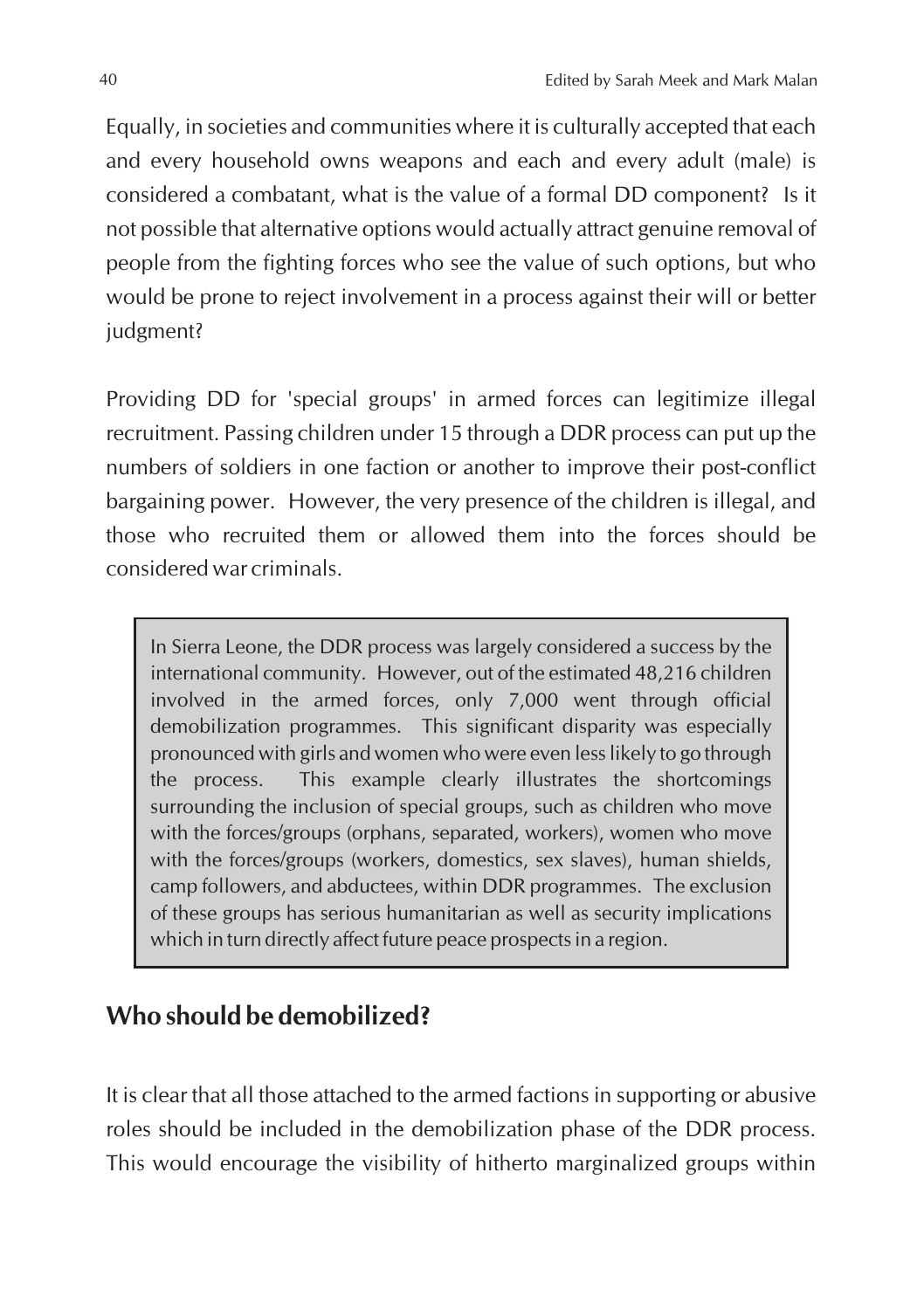Equally, in societies and communities where it is culturally accepted that each and every household owns weapons and each and every adult (male) is considered a combatant, what is the value of a formal DD component? Is it not possible that alternative options would actually attract genuine removal of people from the fighting forces who see the value of such options, but who would be prone to reject involvement in a process against their will or better judgment?

Providing DD for 'special groups' in armed forces can legitimize illegal recruitment. Passing children under 15 through a DDR process can put up the numbers of soldiers in one faction or another to improve their post-conflict bargaining power. However, the very presence of the children is illegal, and those who recruited them or allowed them into the forces should be considered war criminals.

> In Sierra Leone, the DDR process was largely considered a success by the international community. However, out of the estimated 48,216 children involved in the armed forces, only 7,000 went through official demobilization programmes. This significant disparity was especially pronounced with girls and women who were even less likely to go through the process. This example clearly illustrates the shortcomings surrounding the inclusion of special groups, such as children who move with the forces/groups (orphans, separated, workers), women who move with the forces/groups (workers, domestics, sex slaves), human shields, camp followers, and abductees, within DDR programmes. The exclusion of these groups has serious humanitarian as well as security implications which in turn directly affect future peace prospects in a region.

## Who should be demobilized?

It is clear that all those attached to the armed factions in supporting or abusive roles should be included in the demobilization phase of the DDR process. This would encourage the visibility of hitherto marginalized groups within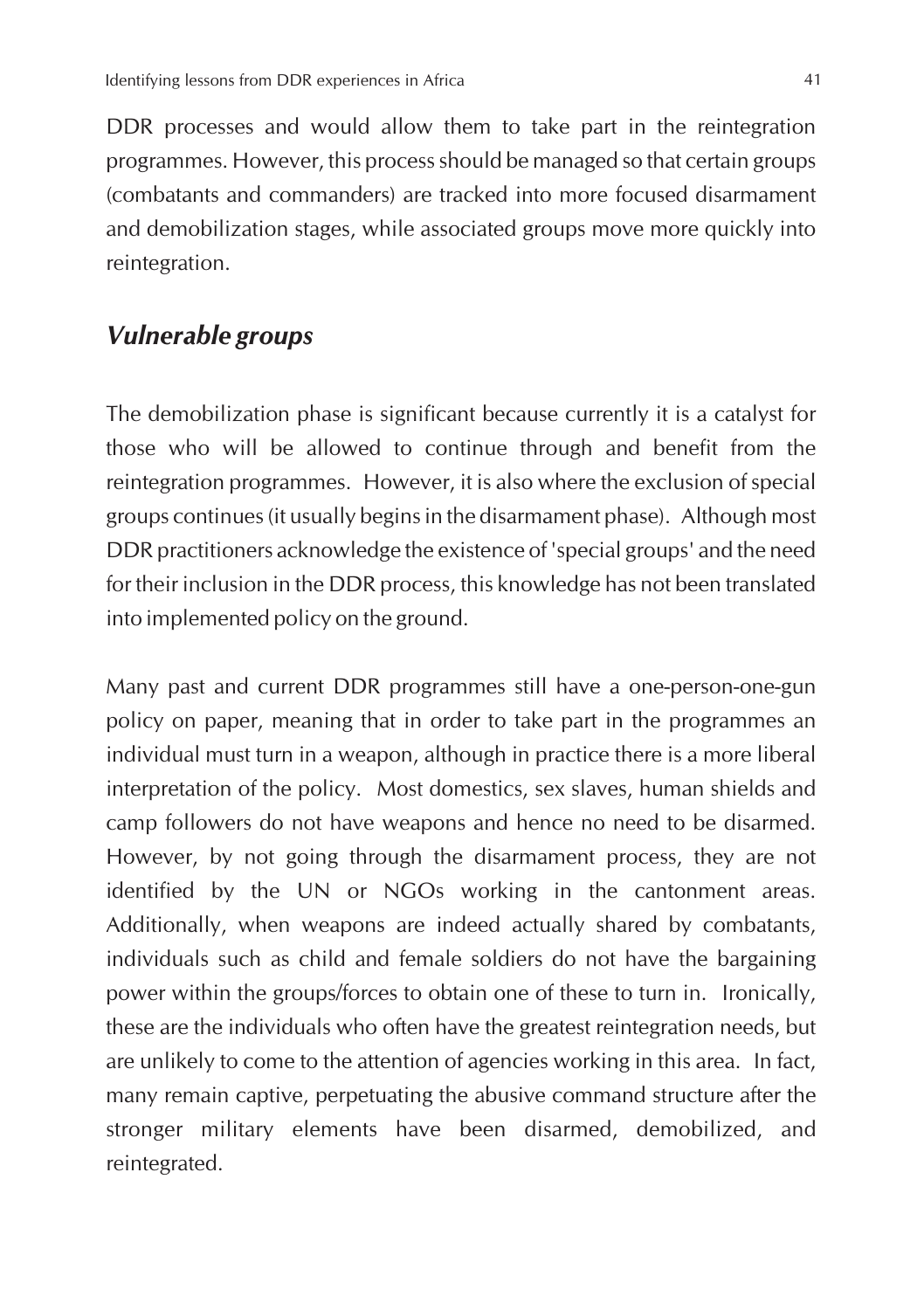DDR processes and would allow them to take part in the reintegration programmes. However, this process should be managed so that certain groups (combatants and commanders) are tracked into more focused disarmament and demobilization stages, while associated groups move more quickly into reintegration.

## *Vulnerable groups*

The demobilization phase is significant because currently it is a catalyst for those who will be allowed to continue through and benefit from the reintegration programmes. However, it is also where the exclusion of special groups continues (it usually begins in the disarmament phase). Although most DDR practitioners acknowledge the existence of 'special groups' and the need for their inclusion in the DDR process, this knowledge has not been translated into implemented policy on the ground.

Many past and current DDR programmes still have a one-person-one-gun policy on paper, meaning that in order to take part in the programmes an individual must turn in a weapon, although in practice there is a more liberal interpretation of the policy. Most domestics, sex slaves, human shields and camp followers do not have weapons and hence no need to be disarmed. However, by not going through the disarmament process, they are not identified by the UN or NGOs working in the cantonment areas. Additionally, when weapons are indeed actually shared by combatants, individuals such as child and female soldiers do not have the bargaining power within the groups/forces to obtain one of these to turn in. Ironically, these are the individuals who often have the greatest reintegration needs, but are unlikely to come to the attention of agencies working in this area. In fact, many remain captive, perpetuating the abusive command structure after the stronger military elements have been disarmed, demobilized, and reintegrated.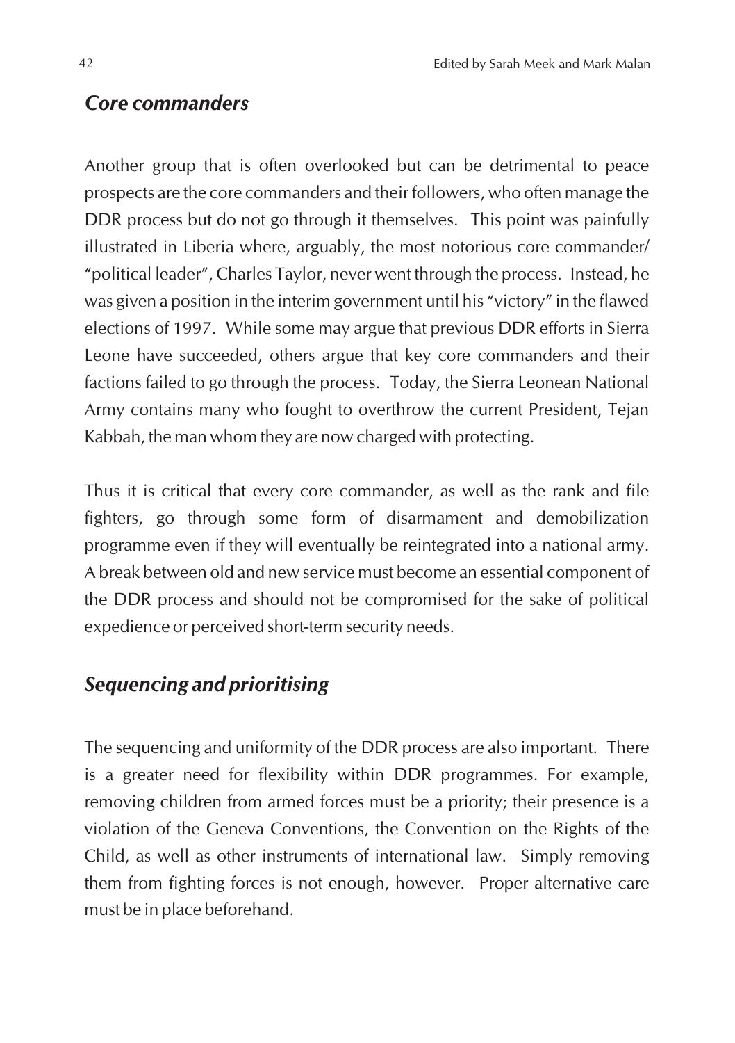### *Core commanders*

Another group that is often overlooked but can be detrimental to peace prospects are the core commanders and their followers, who often manage the DDR process but do not go through it themselves. This point was painfully illustrated in Liberia where, arguably, the most notorious core commander/ "political leader", Charles Taylor, never went through the process. Instead, he was given a position in the interim government until his "victory" in the flawed elections of 1997. While some may argue that previous DDR efforts in Sierra Leone have succeeded, others argue that key core commanders and their factions failed to go through the process. Today, the Sierra Leonean National Army contains many who fought to overthrow the current President, Tejan Kabbah, the man whom they are now charged with protecting.

Thus it is critical that every core commander, as well as the rank and file fighters, go through some form of disarmament and demobilization programme even if they will eventually be reintegrated into a national army. A break between old and new service must become an essential component of the DDR process and should not be compromised for the sake of political expedience or perceived short-term security needs.

### *Sequencing and prioritising*

The sequencing and uniformity of the DDR process are also important. There is a greater need for flexibility within DDR programmes. For example, removing children from armed forces must be a priority; their presence is a violation of the Geneva Conventions, the Convention on the Rights of the Child, as well as other instruments of international law. Simply removing them from fighting forces is not enough, however. Proper alternative care must be in place beforehand.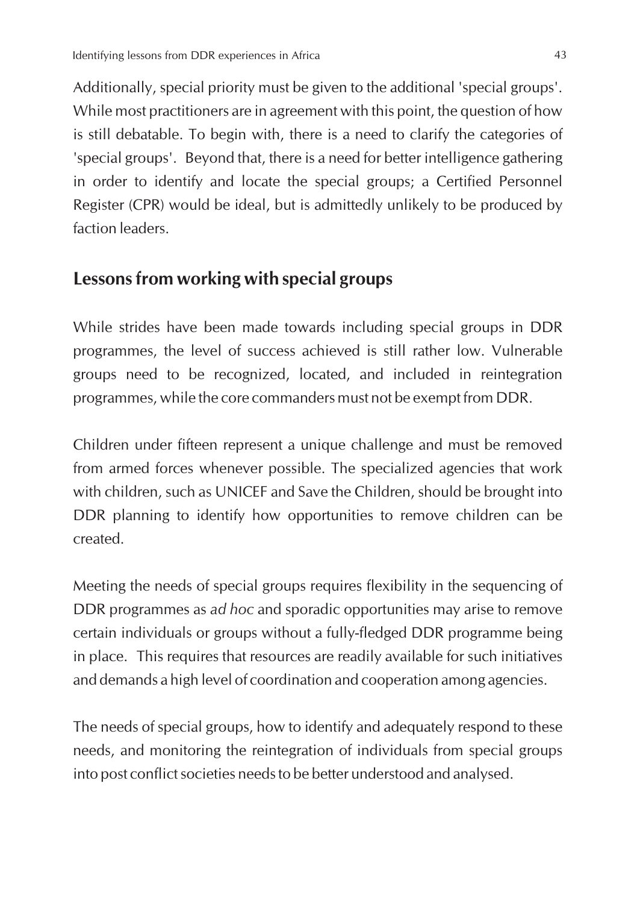Additionally, special priority must be given to the additional 'special groups'. While most practitioners are in agreement with this point, the question of how is still debatable. To begin with, there is a need to clarify the categories of 'special groups'. Beyond that, there is a need for better intelligence gathering in order to identify and locate the special groups; a Certified Personnel Register (CPR) would be ideal, but is admittedly unlikely to be produced by faction leaders.

## Lessons from working with special groups

While strides have been made towards including special groups in DDR programmes, the level of success achieved is still rather low. Vulnerable groups need to be recognized, located, and included in reintegration programmes, while the core commanders must not be exempt from DDR.

Children under fifteen represent a unique challenge and must be removed from armed forces whenever possible. The specialized agencies that work with children, such as UNICEF and Save the Children, should be brought into DDR planning to identify how opportunities to remove children can be created.

Meeting the needs of special groups requires flexibility in the sequencing of DDR programmes as *ad hoc* and sporadic opportunities may arise to remove certain individuals or groups without a fully-fledged DDR programme being in place. This requires that resources are readily available for such initiatives and demands a high level of coordination and cooperation among agencies.

The needs of special groups, how to identify and adequately respond to these needs, and monitoring the reintegration of individuals from special groups into post conflict societies needs to be better understood and analysed.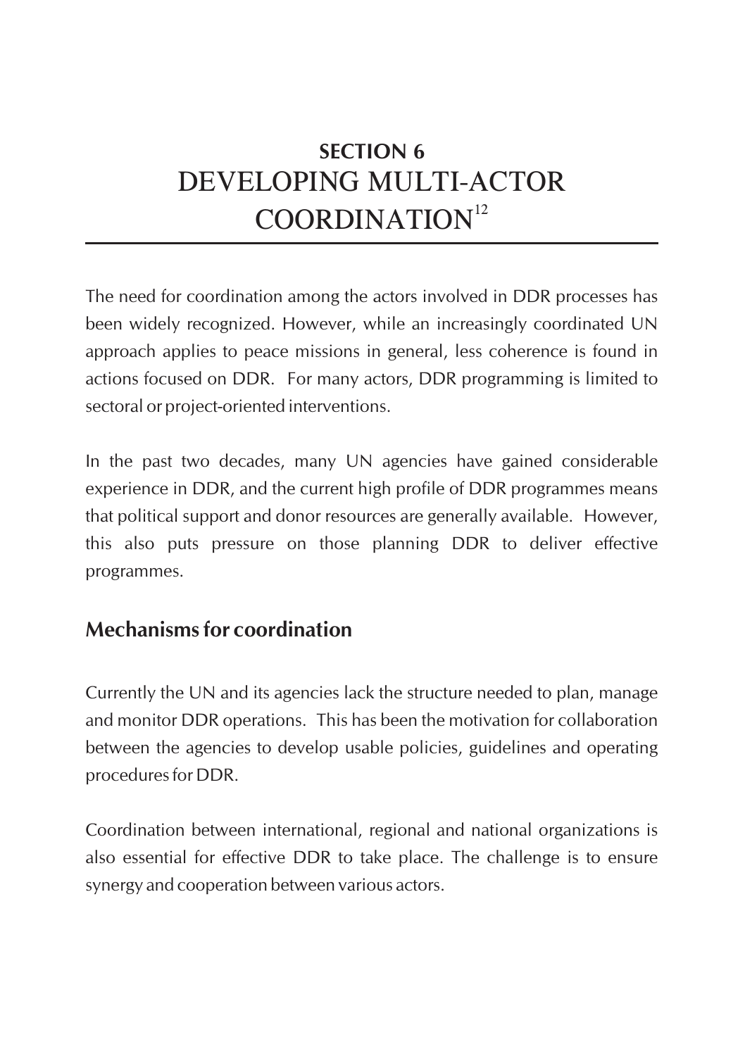# SECTION 6
# DEVELOPING MULTI-ACTOR COORDINATION[12]

The need for coordination among the actors involved in DDR processes has been widely recognized. However, while an increasingly coordinated UN approach applies to peace missions in general, less coherence is found in actions focused on DDR. For many actors, DDR programming is limited to sectoral or project-oriented interventions.

In the past two decades, many UN agencies have gained considerable experience in DDR, and the current high profile of DDR programmes means that political support and donor resources are generally available. However, this also puts pressure on those planning DDR to deliver effective programmes.

## Mechanisms for coordination

Currently the UN and its agencies lack the structure needed to plan, manage and monitor DDR operations. This has been the motivation for collaboration between the agencies to develop usable policies, guidelines and operating procedures for DDR.

Coordination between international, regional and national organizations is also essential for effective DDR to take place. The challenge is to ensure synergy and cooperation between various actors.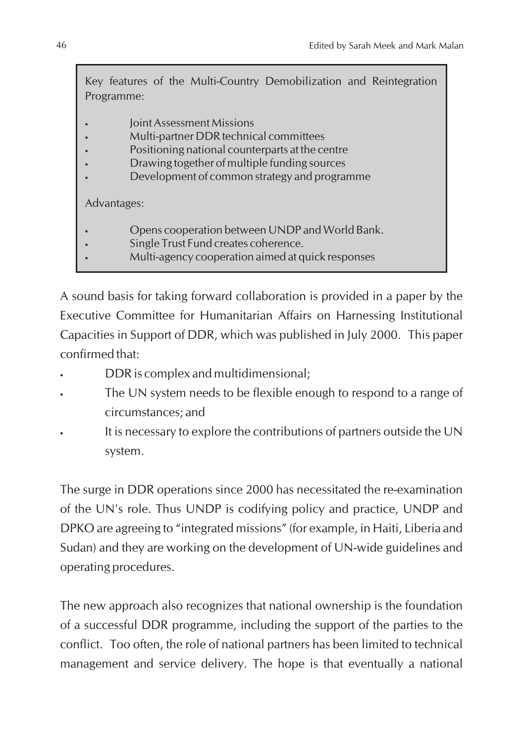> Key features of the Multi-Country Demobilization and Reintegration Programme:
>
> - Joint Assessment Missions
> - Multi-partner DDR technical committees
> - Positioning national counterparts at the centre
> - Drawing together of multiple funding sources
> - Development of common strategy and programme
>
> Advantages:
>
> - Opens cooperation between UNDP and World Bank.
> - Single Trust Fund creates coherence.
> - Multi-agency cooperation aimed at quick responses

A sound basis for taking forward collaboration is provided in a paper by the Executive Committee for Humanitarian Affairs on Harnessing Institutional Capacities in Support of DDR, which was published in July 2000. This paper confirmed that:

- DDR is complex and multidimensional;
- The UN system needs to be flexible enough to respond to a range of circumstances; and
- It is necessary to explore the contributions of partners outside the UN system.

The surge in DDR operations since 2000 has necessitated the re-examination of the UN's role. Thus UNDP is codifying policy and practice, UNDP and DPKO are agreeing to "integrated missions" (for example, in Haiti, Liberia and Sudan) and they are working on the development of UN-wide guidelines and operating procedures.

The new approach also recognizes that national ownership is the foundation of a successful DDR programme, including the support of the parties to the conflict. Too often, the role of national partners has been limited to technical management and service delivery. The hope is that eventually a national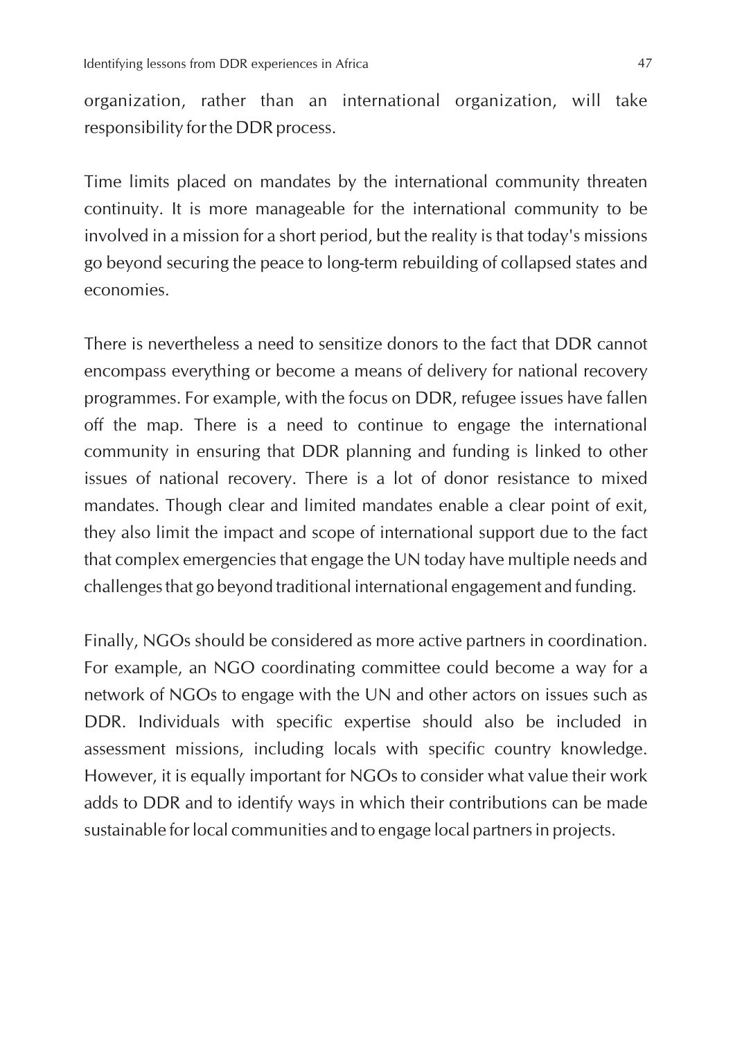organization, rather than an international organization, will take responsibility for the DDR process.

Time limits placed on mandates by the international community threaten continuity. It is more manageable for the international community to be involved in a mission for a short period, but the reality is that today's missions go beyond securing the peace to long-term rebuilding of collapsed states and economies.

There is nevertheless a need to sensitize donors to the fact that DDR cannot encompass everything or become a means of delivery for national recovery programmes. For example, with the focus on DDR, refugee issues have fallen off the map. There is a need to continue to engage the international community in ensuring that DDR planning and funding is linked to other issues of national recovery. There is a lot of donor resistance to mixed mandates. Though clear and limited mandates enable a clear point of exit, they also limit the impact and scope of international support due to the fact that complex emergencies that engage the UN today have multiple needs and challenges that go beyond traditional international engagement and funding.

Finally, NGOs should be considered as more active partners in coordination. For example, an NGO coordinating committee could become a way for a network of NGOs to engage with the UN and other actors on issues such as DDR. Individuals with specific expertise should also be included in assessment missions, including locals with specific country knowledge. However, it is equally important for NGOs to consider what value their work adds to DDR and to identify ways in which their contributions can be made sustainable for local communities and to engage local partners in projects.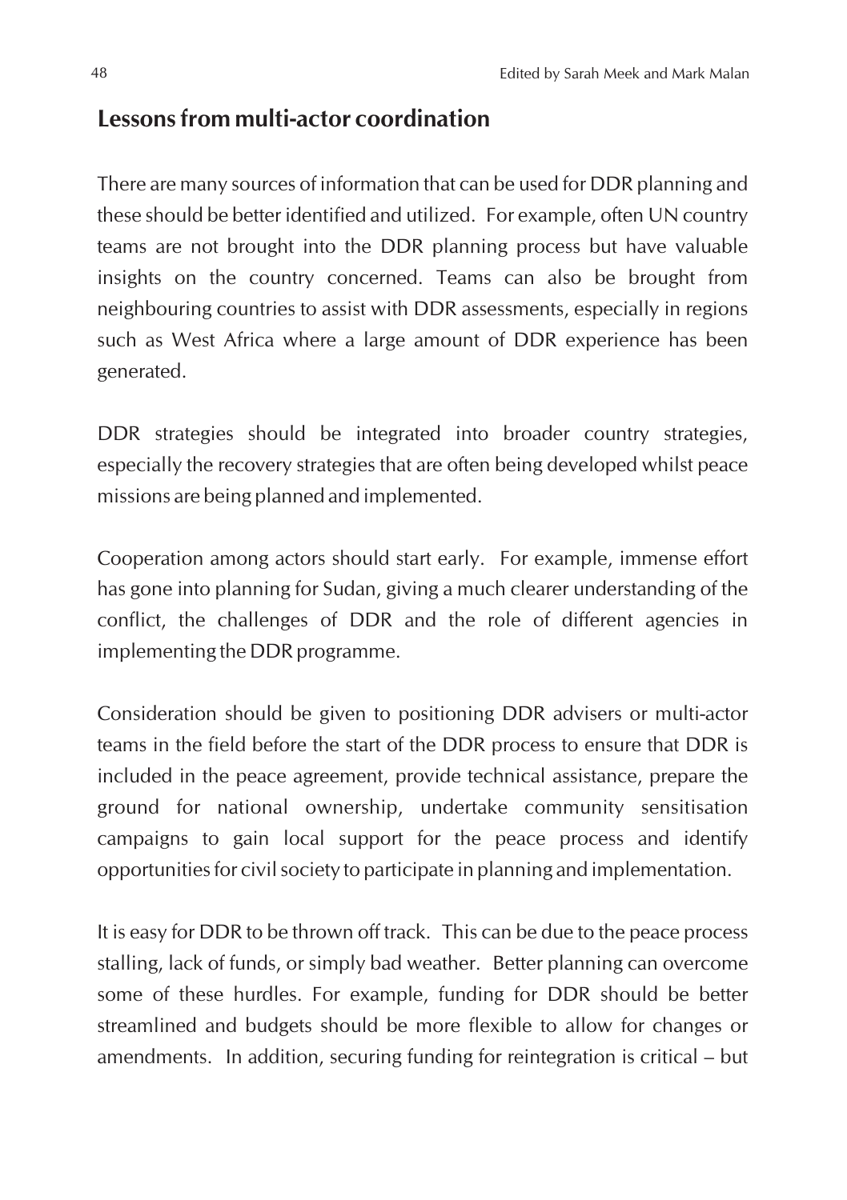## Lessons from multi-actor coordination

There are many sources of information that can be used for DDR planning and these should be better identified and utilized. For example, often UN country teams are not brought into the DDR planning process but have valuable insights on the country concerned. Teams can also be brought from neighbouring countries to assist with DDR assessments, especially in regions such as West Africa where a large amount of DDR experience has been generated.

DDR strategies should be integrated into broader country strategies, especially the recovery strategies that are often being developed whilst peace missions are being planned and implemented.

Cooperation among actors should start early. For example, immense effort has gone into planning for Sudan, giving a much clearer understanding of the conflict, the challenges of DDR and the role of different agencies in implementing the DDR programme.

Consideration should be given to positioning DDR advisers or multi-actor teams in the field before the start of the DDR process to ensure that DDR is included in the peace agreement, provide technical assistance, prepare the ground for national ownership, undertake community sensitisation campaigns to gain local support for the peace process and identify opportunities for civil society to participate in planning and implementation.

It is easy for DDR to be thrown off track. This can be due to the peace process stalling, lack of funds, or simply bad weather. Better planning can overcome some of these hurdles. For example, funding for DDR should be better streamlined and budgets should be more flexible to allow for changes or amendments. In addition, securing funding for reintegration is critical – but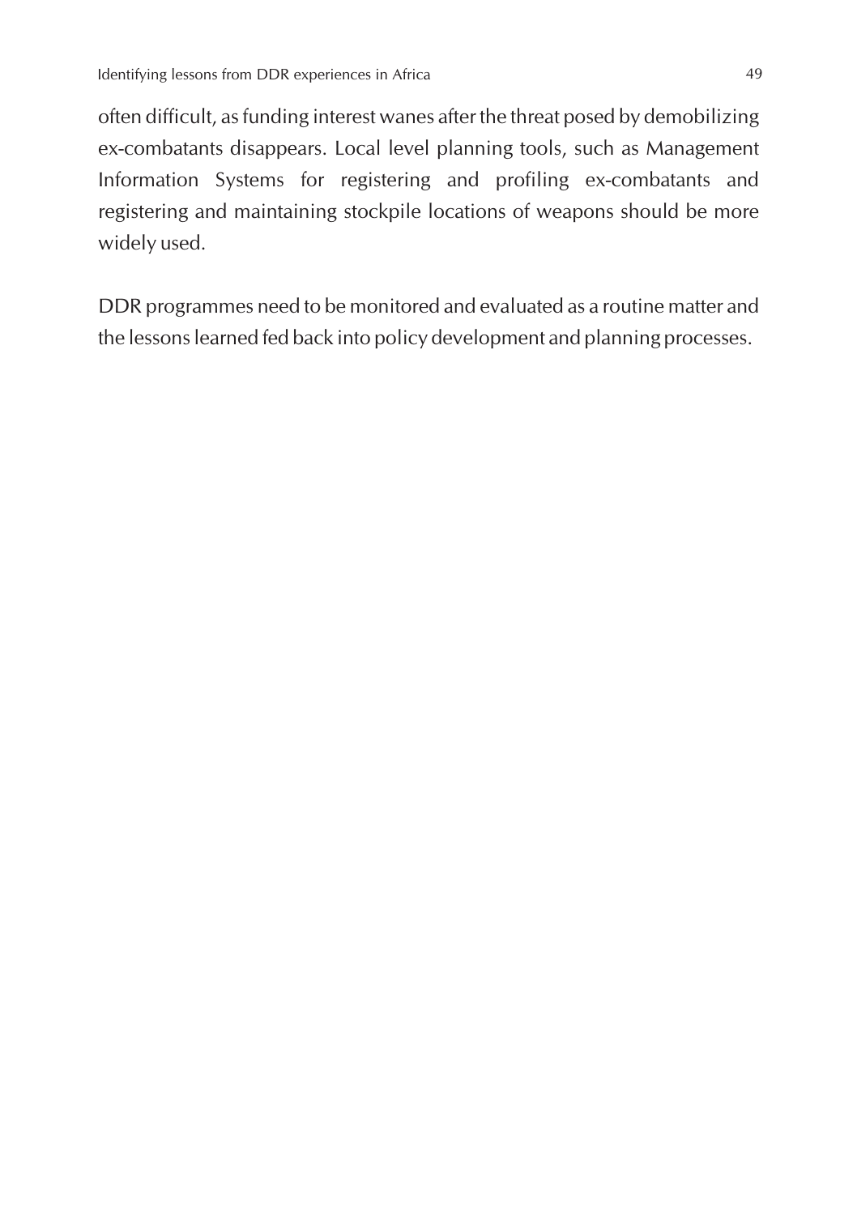often difficult, as funding interest wanes after the threat posed by demobilizing ex-combatants disappears. Local level planning tools, such as Management Information Systems for registering and profiling ex-combatants and registering and maintaining stockpile locations of weapons should be more widely used.

DDR programmes need to be monitored and evaluated as a routine matter and the lessons learned fed back into policy development and planning processes.